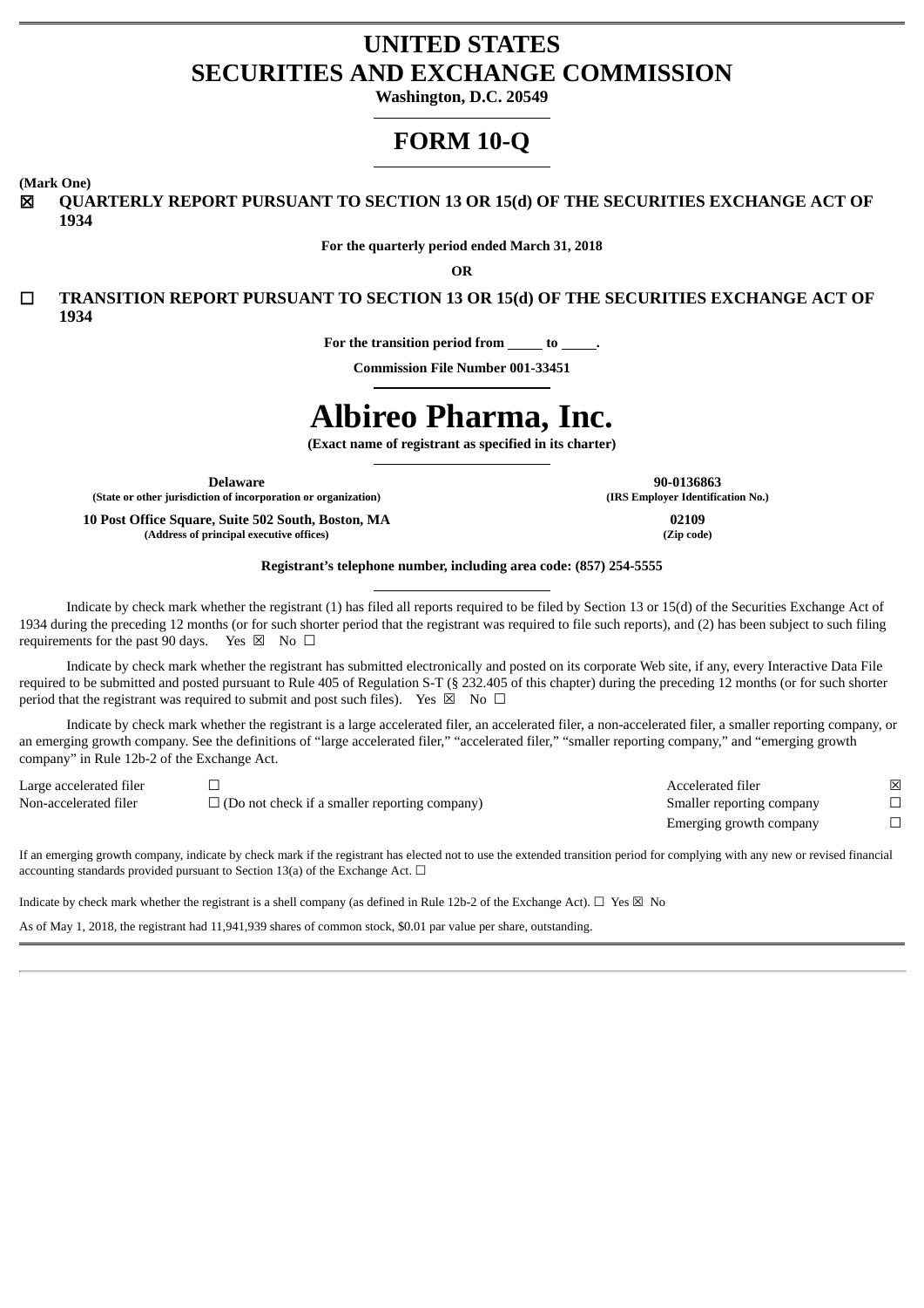# UNITED STATES
# SECURITIES AND EXCHANGE COMMISSION

**Washington, D.C. 20549**

# FORM 10-Q

**(Mark One)**

☒ **QUARTERLY REPORT PURSUANT TO SECTION 13 OR 15(d) OF THE SECURITIES EXCHANGE ACT OF 1934**

**For the quarterly period ended March 31, 2018**

**OR**

☐ **TRANSITION REPORT PURSUANT TO SECTION 13 OR 15(d) OF THE SECURITIES EXCHANGE ACT OF 1934**

**For the transition period from \_\_\_\_\_ to \_\_\_\_\_.**

**Commission File Number 001-33451**

# Albireo Pharma, Inc.

**(Exact name of registrant as specified in its charter)**

| | |
|---|---|
| **Delaware** | **90-0136863** |
| **(State or other jurisdiction of incorporation or organization)** | **(IRS Employer Identification No.)** |
| **10 Post Office Square, Suite 502 South, Boston, MA** | **02109** |
| **(Address of principal executive offices)** | **(Zip code)** |

**Registrant's telephone number, including area code: (857) 254-5555**

Indicate by check mark whether the registrant (1) has filed all reports required to be filed by Section 13 or 15(d) of the Securities Exchange Act of 1934 during the preceding 12 months (or for such shorter period that the registrant was required to file such reports), and (2) has been subject to such filing requirements for the past 90 days. Yes ☒ No ☐

Indicate by check mark whether the registrant has submitted electronically and posted on its corporate Web site, if any, every Interactive Data File required to be submitted and posted pursuant to Rule 405 of Regulation S-T (§ 232.405 of this chapter) during the preceding 12 months (or for such shorter period that the registrant was required to submit and post such files). Yes ☒ No ☐

Indicate by check mark whether the registrant is a large accelerated filer, an accelerated filer, a non-accelerated filer, a smaller reporting company, or an emerging growth company. See the definitions of "large accelerated filer," "accelerated filer," "smaller reporting company," and "emerging growth company" in Rule 12b-2 of the Exchange Act.

| | | | |
|---|---|---|---|
| Large accelerated filer | ☐ | Accelerated filer | ☒ |
| Non-accelerated filer | ☐ (Do not check if a smaller reporting company) | Smaller reporting company | ☐ |
| | | Emerging growth company | ☐ |

If an emerging growth company, indicate by check mark if the registrant has elected not to use the extended transition period for complying with any new or revised financial accounting standards provided pursuant to Section 13(a) of the Exchange Act. ☐

Indicate by check mark whether the registrant is a shell company (as defined in Rule 12b-2 of the Exchange Act). ☐ Yes ☒ No

As of May 1, 2018, the registrant had 11,941,939 shares of common stock, $0.01 par value per share, outstanding.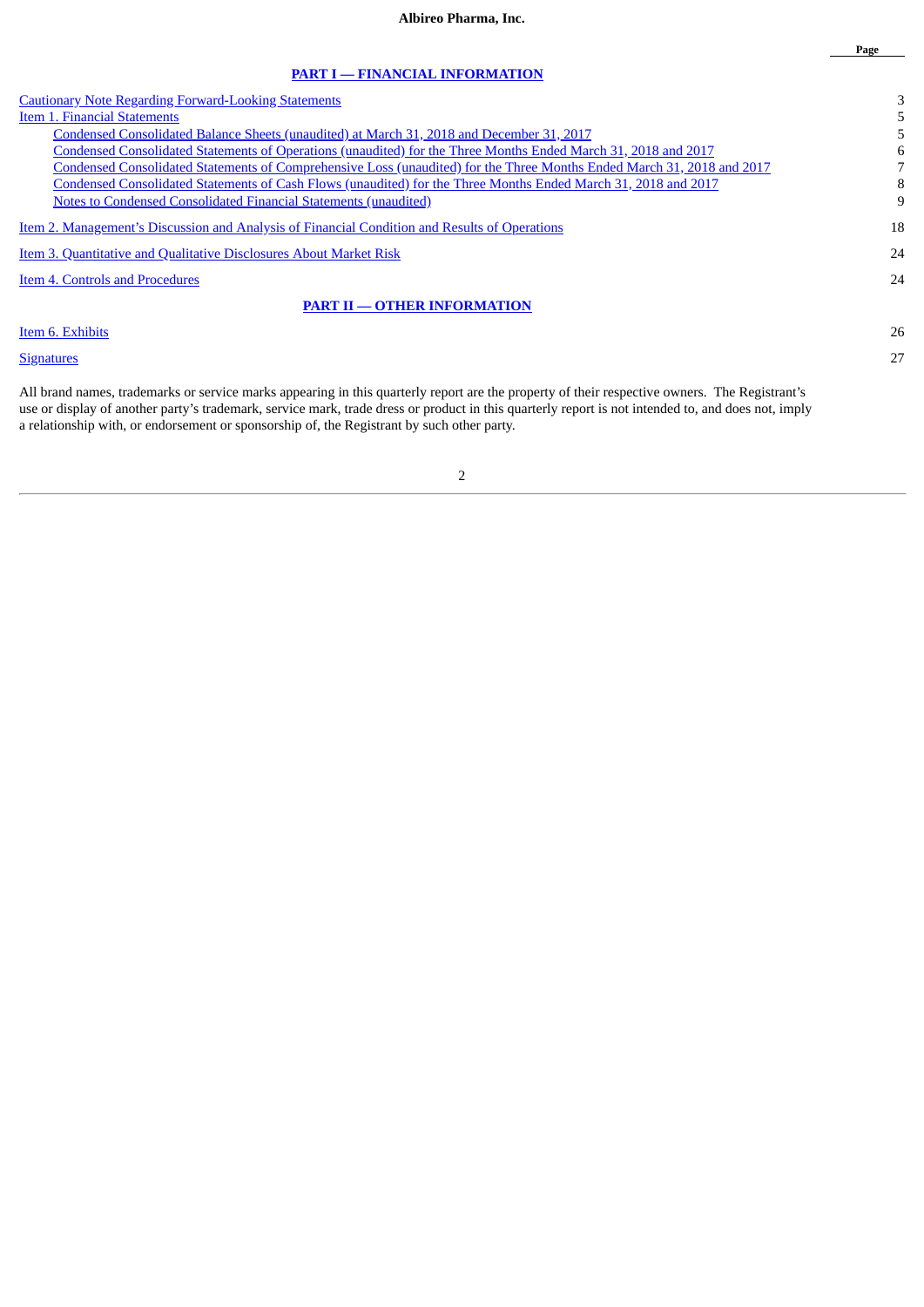**Albireo Pharma, Inc.**

| | Page |
|---|---|
| **PART I — FINANCIAL INFORMATION** | |
| Cautionary Note Regarding Forward-Looking Statements | 3 |
| Item 1. Financial Statements | 5 |
| Condensed Consolidated Balance Sheets (unaudited) at March 31, 2018 and December 31, 2017 | 5 |
| Condensed Consolidated Statements of Operations (unaudited) for the Three Months Ended March 31, 2018 and 2017 | 6 |
| Condensed Consolidated Statements of Comprehensive Loss (unaudited) for the Three Months Ended March 31, 2018 and 2017 | 7 |
| Condensed Consolidated Statements of Cash Flows (unaudited) for the Three Months Ended March 31, 2018 and 2017 | 8 |
| Notes to Condensed Consolidated Financial Statements (unaudited) | 9 |
| Item 2. Management's Discussion and Analysis of Financial Condition and Results of Operations | 18 |
| Item 3. Quantitative and Qualitative Disclosures About Market Risk | 24 |
| Item 4. Controls and Procedures | 24 |
| **PART II — OTHER INFORMATION** | |
| Item 6. Exhibits | 26 |
| Signatures | 27 |

All brand names, trademarks or service marks appearing in this quarterly report are the property of their respective owners. The Registrant's use or display of another party's trademark, service mark, trade dress or product in this quarterly report is not intended to, and does not, imply a relationship with, or endorsement or sponsorship of, the Registrant by such other party.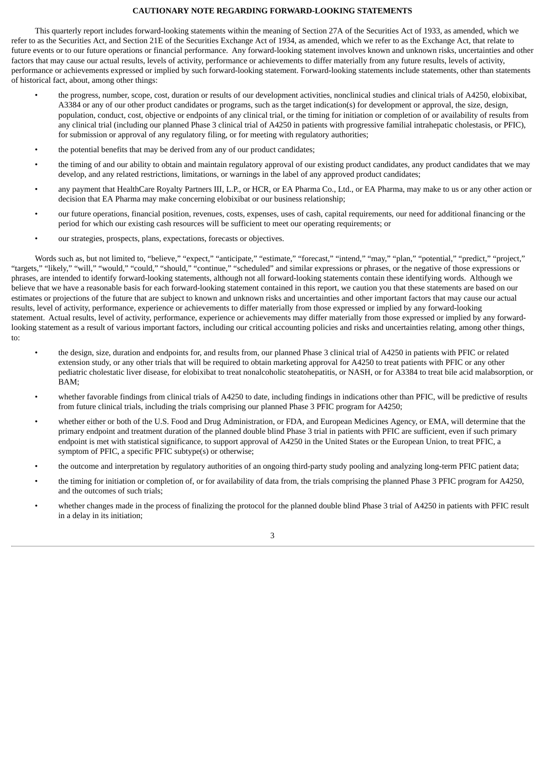## CAUTIONARY NOTE REGARDING FORWARD-LOOKING STATEMENTS

This quarterly report includes forward-looking statements within the meaning of Section 27A of the Securities Act of 1933, as amended, which we refer to as the Securities Act, and Section 21E of the Securities Exchange Act of 1934, as amended, which we refer to as the Exchange Act, that relate to future events or to our future operations or financial performance. Any forward-looking statement involves known and unknown risks, uncertainties and other factors that may cause our actual results, levels of activity, performance or achievements to differ materially from any future results, levels of activity, performance or achievements expressed or implied by such forward-looking statement. Forward-looking statements include statements, other than statements of historical fact, about, among other things:

- the progress, number, scope, cost, duration or results of our development activities, nonclinical studies and clinical trials of A4250, elobixibat, A3384 or any of our other product candidates or programs, such as the target indication(s) for development or approval, the size, design, population, conduct, cost, objective or endpoints of any clinical trial, or the timing for initiation or completion of or availability of results from any clinical trial (including our planned Phase 3 clinical trial of A4250 in patients with progressive familial intrahepatic cholestasis, or PFIC), for submission or approval of any regulatory filing, or for meeting with regulatory authorities;
- the potential benefits that may be derived from any of our product candidates;
- the timing of and our ability to obtain and maintain regulatory approval of our existing product candidates, any product candidates that we may develop, and any related restrictions, limitations, or warnings in the label of any approved product candidates;
- any payment that HealthCare Royalty Partners III, L.P., or HCR, or EA Pharma Co., Ltd., or EA Pharma, may make to us or any other action or decision that EA Pharma may make concerning elobixibat or our business relationship;
- our future operations, financial position, revenues, costs, expenses, uses of cash, capital requirements, our need for additional financing or the period for which our existing cash resources will be sufficient to meet our operating requirements; or
- our strategies, prospects, plans, expectations, forecasts or objectives.

Words such as, but not limited to, "believe," "expect," "anticipate," "estimate," "forecast," "intend," "may," "plan," "potential," "predict," "project," "targets," "likely," "will," "would," "could," "should," "continue," "scheduled" and similar expressions or phrases, or the negative of those expressions or phrases, are intended to identify forward-looking statements, although not all forward-looking statements contain these identifying words. Although we believe that we have a reasonable basis for each forward-looking statement contained in this report, we caution you that these statements are based on our estimates or projections of the future that are subject to known and unknown risks and uncertainties and other important factors that may cause our actual results, level of activity, performance, experience or achievements to differ materially from those expressed or implied by any forward-looking statement. Actual results, level of activity, performance, experience or achievements may differ materially from those expressed or implied by any forward-looking statement as a result of various important factors, including our critical accounting policies and risks and uncertainties relating, among other things, to:

- the design, size, duration and endpoints for, and results from, our planned Phase 3 clinical trial of A4250 in patients with PFIC or related extension study, or any other trials that will be required to obtain marketing approval for A4250 to treat patients with PFIC or any other pediatric cholestatic liver disease, for elobixibat to treat nonalcoholic steatohepatitis, or NASH, or for A3384 to treat bile acid malabsorption, or BAM;
- whether favorable findings from clinical trials of A4250 to date, including findings in indications other than PFIC, will be predictive of results from future clinical trials, including the trials comprising our planned Phase 3 PFIC program for A4250;
- whether either or both of the U.S. Food and Drug Administration, or FDA, and European Medicines Agency, or EMA, will determine that the primary endpoint and treatment duration of the planned double blind Phase 3 trial in patients with PFIC are sufficient, even if such primary endpoint is met with statistical significance, to support approval of A4250 in the United States or the European Union, to treat PFIC, a symptom of PFIC, a specific PFIC subtype(s) or otherwise;
- the outcome and interpretation by regulatory authorities of an ongoing third-party study pooling and analyzing long-term PFIC patient data;
- the timing for initiation or completion of, or for availability of data from, the trials comprising the planned Phase 3 PFIC program for A4250, and the outcomes of such trials;
- whether changes made in the process of finalizing the protocol for the planned double blind Phase 3 trial of A4250 in patients with PFIC result in a delay in its initiation;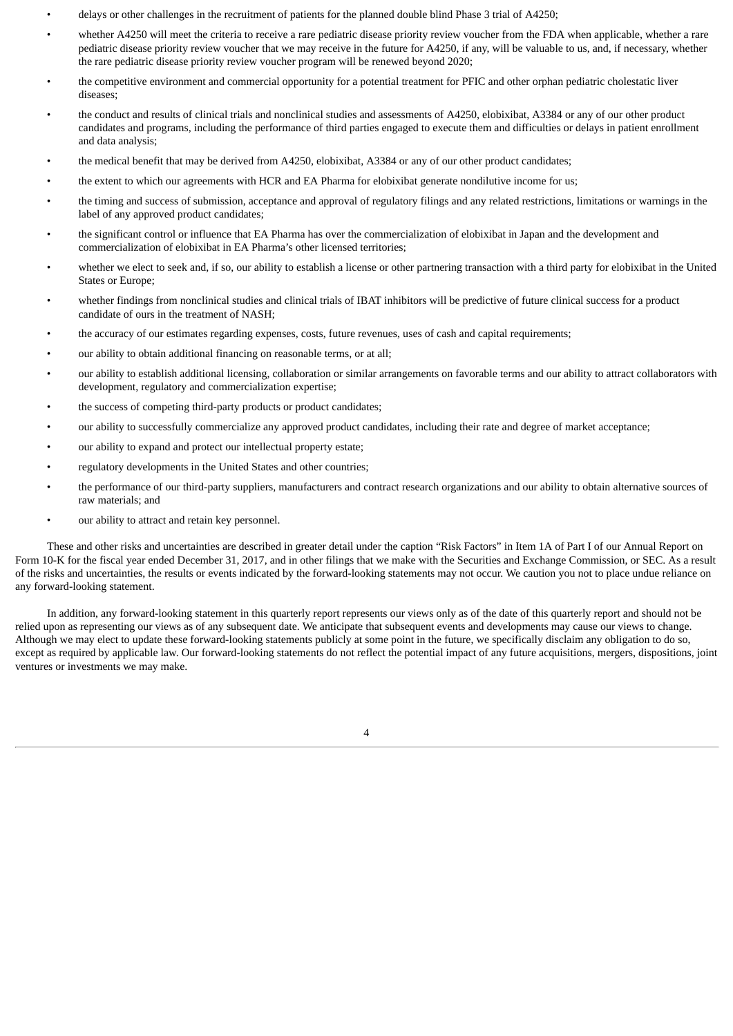- delays or other challenges in the recruitment of patients for the planned double blind Phase 3 trial of A4250;
- whether A4250 will meet the criteria to receive a rare pediatric disease priority review voucher from the FDA when applicable, whether a rare pediatric disease priority review voucher that we may receive in the future for A4250, if any, will be valuable to us, and, if necessary, whether the rare pediatric disease priority review voucher program will be renewed beyond 2020;
- the competitive environment and commercial opportunity for a potential treatment for PFIC and other orphan pediatric cholestatic liver diseases;
- the conduct and results of clinical trials and nonclinical studies and assessments of A4250, elobixibat, A3384 or any of our other product candidates and programs, including the performance of third parties engaged to execute them and difficulties or delays in patient enrollment and data analysis;
- the medical benefit that may be derived from A4250, elobixibat, A3384 or any of our other product candidates;
- the extent to which our agreements with HCR and EA Pharma for elobixibat generate nondilutive income for us;
- the timing and success of submission, acceptance and approval of regulatory filings and any related restrictions, limitations or warnings in the label of any approved product candidates;
- the significant control or influence that EA Pharma has over the commercialization of elobixibat in Japan and the development and commercialization of elobixibat in EA Pharma's other licensed territories;
- whether we elect to seek and, if so, our ability to establish a license or other partnering transaction with a third party for elobixibat in the United States or Europe;
- whether findings from nonclinical studies and clinical trials of IBAT inhibitors will be predictive of future clinical success for a product candidate of ours in the treatment of NASH;
- the accuracy of our estimates regarding expenses, costs, future revenues, uses of cash and capital requirements;
- our ability to obtain additional financing on reasonable terms, or at all;
- our ability to establish additional licensing, collaboration or similar arrangements on favorable terms and our ability to attract collaborators with development, regulatory and commercialization expertise;
- the success of competing third-party products or product candidates;
- our ability to successfully commercialize any approved product candidates, including their rate and degree of market acceptance;
- our ability to expand and protect our intellectual property estate;
- regulatory developments in the United States and other countries;
- the performance of our third-party suppliers, manufacturers and contract research organizations and our ability to obtain alternative sources of raw materials; and
- our ability to attract and retain key personnel.

These and other risks and uncertainties are described in greater detail under the caption "Risk Factors" in Item 1A of Part I of our Annual Report on Form 10-K for the fiscal year ended December 31, 2017, and in other filings that we make with the Securities and Exchange Commission, or SEC. As a result of the risks and uncertainties, the results or events indicated by the forward-looking statements may not occur. We caution you not to place undue reliance on any forward-looking statement.

In addition, any forward-looking statement in this quarterly report represents our views only as of the date of this quarterly report and should not be relied upon as representing our views as of any subsequent date. We anticipate that subsequent events and developments may cause our views to change. Although we may elect to update these forward-looking statements publicly at some point in the future, we specifically disclaim any obligation to do so, except as required by applicable law. Our forward-looking statements do not reflect the potential impact of any future acquisitions, mergers, dispositions, joint ventures or investments we may make.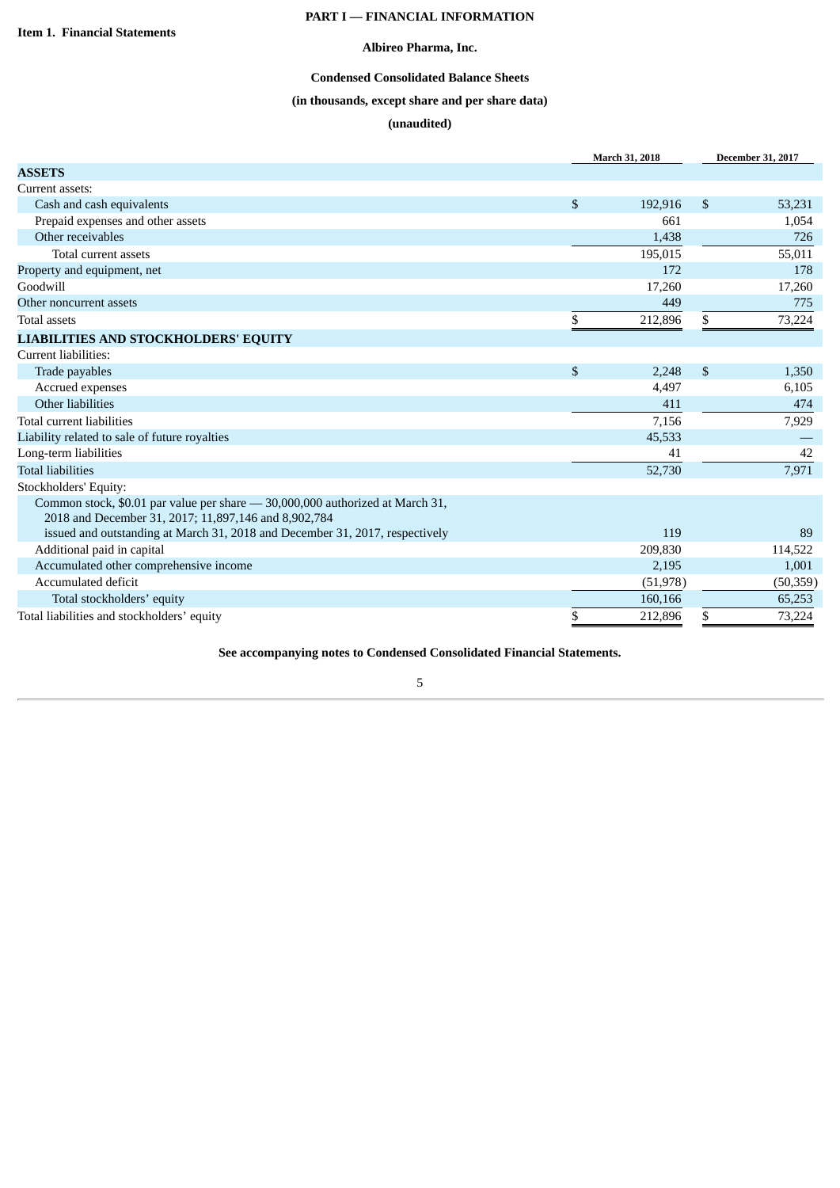**PART I — FINANCIAL INFORMATION**

**Item 1. Financial Statements**

**Albireo Pharma, Inc.**

**Condensed Consolidated Balance Sheets**

**(in thousands, except share and per share data)**

**(unaudited)**

| | March 31, 2018 | December 31, 2017 |
|---|---|---|
| **ASSETS** | | |
| Current assets: | | |
| Cash and cash equivalents | $ 192,916 | $ 53,231 |
| Prepaid expenses and other assets | 661 | 1,054 |
| Other receivables | 1,438 | 726 |
| Total current assets | 195,015 | 55,011 |
| Property and equipment, net | 172 | 178 |
| Goodwill | 17,260 | 17,260 |
| Other noncurrent assets | 449 | 775 |
| Total assets | $ 212,896 | $ 73,224 |
| **LIABILITIES AND STOCKHOLDERS' EQUITY** | | |
| Current liabilities: | | |
| Trade payables | $ 2,248 | $ 1,350 |
| Accrued expenses | 4,497 | 6,105 |
| Other liabilities | 411 | 474 |
| Total current liabilities | 7,156 | 7,929 |
| Liability related to sale of future royalties | 45,533 | — |
| Long-term liabilities | 41 | 42 |
| Total liabilities | 52,730 | 7,971 |
| Stockholders' Equity: | | |
| Common stock, $0.01 par value per share — 30,000,000 authorized at March 31, 2018 and December 31, 2017; 11,897,146 and 8,902,784 issued and outstanding at March 31, 2018 and December 31, 2017, respectively | 119 | 89 |
| Additional paid in capital | 209,830 | 114,522 |
| Accumulated other comprehensive income | 2,195 | 1,001 |
| Accumulated deficit | (51,978) | (50,359) |
| Total stockholders' equity | 160,166 | 65,253 |
| Total liabilities and stockholders' equity | $ 212,896 | $ 73,224 |

**See accompanying notes to Condensed Consolidated Financial Statements.**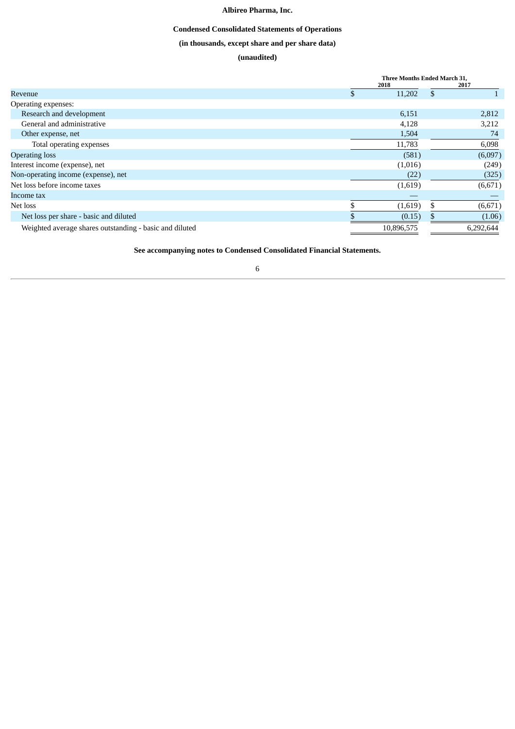# Albireo Pharma, Inc.

## Condensed Consolidated Statements of Operations

### (in thousands, except share and per share data)

### (unaudited)

| | Three Months Ended March 31, | |
|---|---|---|
| | 2018 | 2017 |
| Revenue | $ 11,202 | $ 1 |
| Operating expenses: | | |
| Research and development | 6,151 | 2,812 |
| General and administrative | 4,128 | 3,212 |
| Other expense, net | 1,504 | 74 |
| Total operating expenses | 11,783 | 6,098 |
| Operating loss | (581) | (6,097) |
| Interest income (expense), net | (1,016) | (249) |
| Non-operating income (expense), net | (22) | (325) |
| Net loss before income taxes | (1,619) | (6,671) |
| Income tax | — | — |
| Net loss | $ (1,619) | $ (6,671) |
| Net loss per share - basic and diluted | $ (0.15) | $ (1.06) |
| Weighted average shares outstanding - basic and diluted | 10,896,575 | 6,292,644 |

**See accompanying notes to Condensed Consolidated Financial Statements.**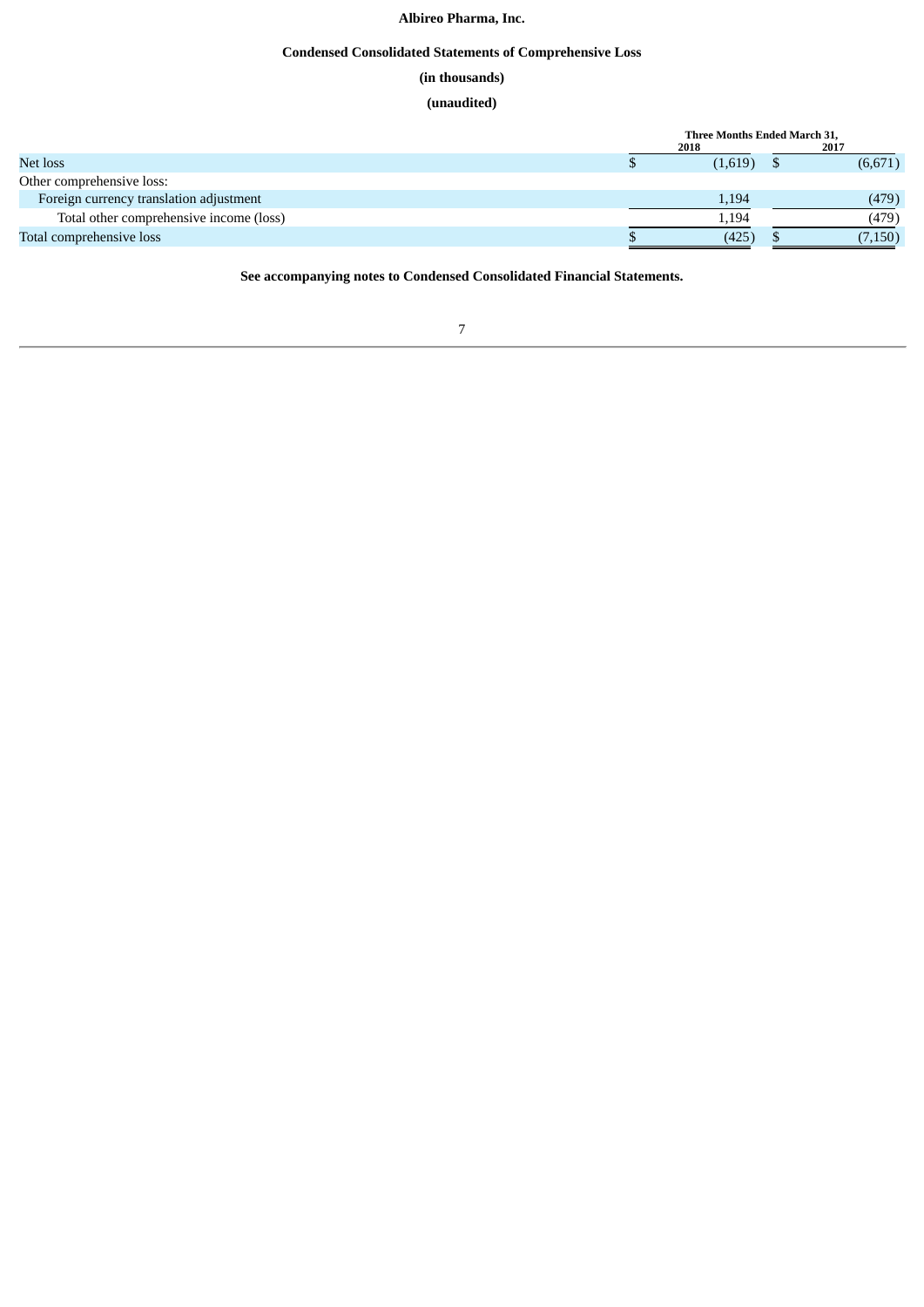**Albireo Pharma, Inc.**

**Condensed Consolidated Statements of Comprehensive Loss**

**(in thousands)**

**(unaudited)**

| | Three Months Ended March 31, | |
|---|---|---|
| | 2018 | 2017 |
| Net loss | $ (1,619) | $ (6,671) |
| Other comprehensive loss: | | |
| Foreign currency translation adjustment | 1,194 | (479) |
| Total other comprehensive income (loss) | 1,194 | (479) |
| Total comprehensive loss | $ (425) | $ (7,150) |

**See accompanying notes to Condensed Consolidated Financial Statements.**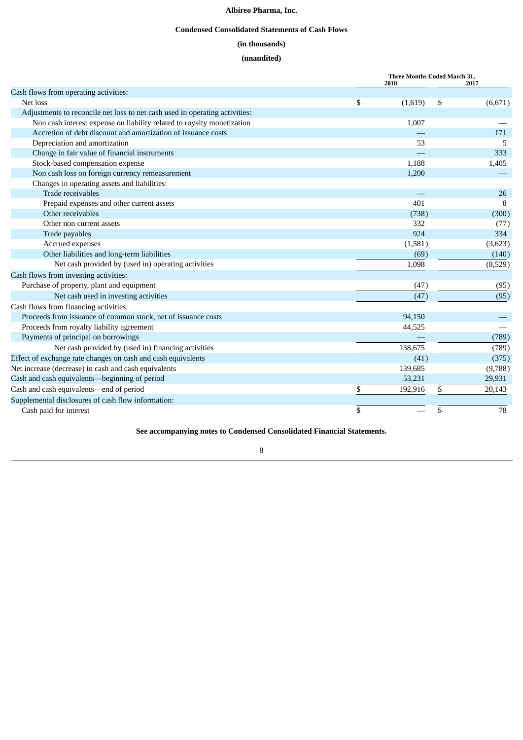# Albireo Pharma, Inc.

## Condensed Consolidated Statements of Cash Flows

**(in thousands)**

**(unaudited)**

| | Three Months Ended March 31, 2018 | 2017 |
|---|---|---|
| Cash flows from operating activities: | | |
| Net loss | $ (1,619) | $ (6,671) |
| Adjustments to reconcile net loss to net cash used in operating activities: | | |
| Non cash interest expense on liability related to royalty monetization | 1,007 | — |
| Accretion of debt discount and amortization of issuance costs | — | 171 |
| Depreciation and amortization | 53 | 5 |
| Change in fair value of financial instruments | — | 333 |
| Stock-based compensation expense | 1,188 | 1,405 |
| Non cash loss on foreign currency remeasurement | 1,200 | — |
| Changes in operating assets and liabilities: | | |
| Trade receivables | — | 26 |
| Prepaid expenses and other current assets | 401 | 8 |
| Other receivables | (738) | (300) |
| Other non current assets | 332 | (77) |
| Trade payables | 924 | 334 |
| Accrued expenses | (1,581) | (3,623) |
| Other liabilities and long-term liabilities | (69) | (140) |
| Net cash provided by (used in) operating activities | 1,098 | (8,529) |
| Cash flows from investing activities: | | |
| Purchase of property, plant and equipment | (47) | (95) |
| Net cash used in investing activities | (47) | (95) |
| Cash flows from financing activities: | | |
| Proceeds from issuance of common stock, net of issuance costs | 94,150 | — |
| Proceeds from royalty liability agreement | 44,525 | — |
| Payments of principal on borrowings | — | (789) |
| Net cash provided by (used in) financing activities | 138,675 | (789) |
| Effect of exchange rate changes on cash and cash equivalents | (41) | (375) |
| Net increase (decrease) in cash and cash equivalents | 139,685 | (9,788) |
| Cash and cash equivalents—beginning of period | 53,231 | 29,931 |
| Cash and cash equivalents—end of period | $ 192,916 | $ 20,143 |
| Supplemental disclosures of cash flow information: | | |
| Cash paid for interest | $ — | $ 78 |

**See accompanying notes to Condensed Consolidated Financial Statements.**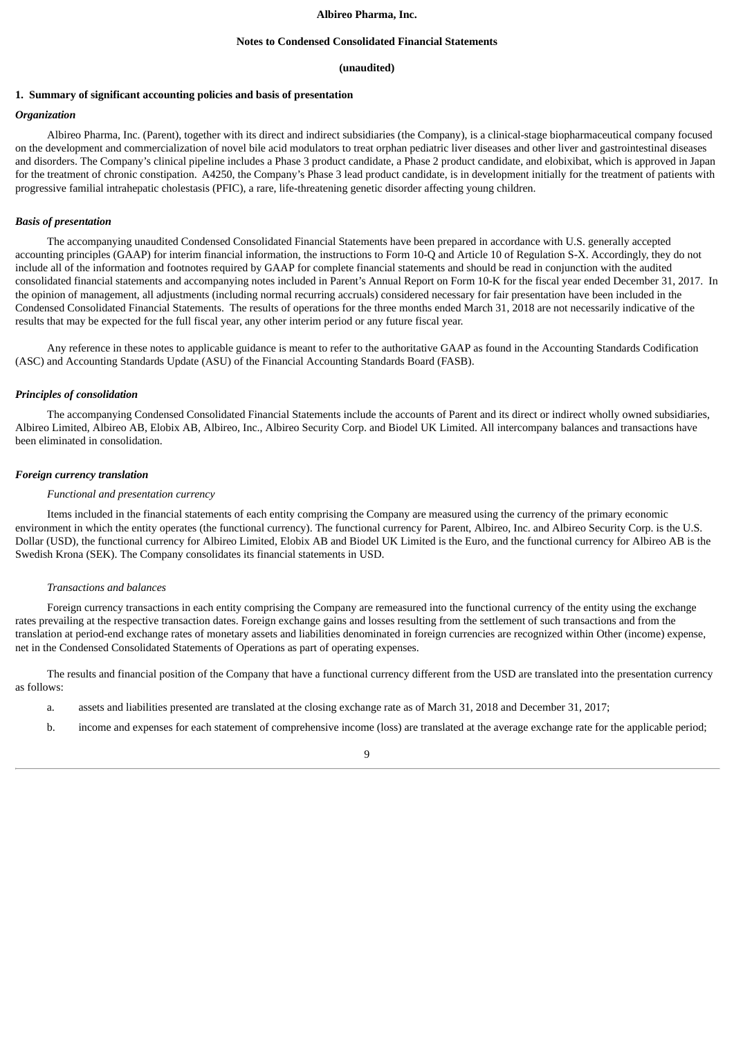**Albireo Pharma, Inc.**

**Notes to Condensed Consolidated Financial Statements**

**(unaudited)**

## 1. Summary of significant accounting policies and basis of presentation

### *Organization*

Albireo Pharma, Inc. (Parent), together with its direct and indirect subsidiaries (the Company), is a clinical-stage biopharmaceutical company focused on the development and commercialization of novel bile acid modulators to treat orphan pediatric liver diseases and other liver and gastrointestinal diseases and disorders. The Company's clinical pipeline includes a Phase 3 product candidate, a Phase 2 product candidate, and elobixibat, which is approved in Japan for the treatment of chronic constipation. A4250, the Company's Phase 3 lead product candidate, is in development initially for the treatment of patients with progressive familial intrahepatic cholestasis (PFIC), a rare, life-threatening genetic disorder affecting young children.

### *Basis of presentation*

The accompanying unaudited Condensed Consolidated Financial Statements have been prepared in accordance with U.S. generally accepted accounting principles (GAAP) for interim financial information, the instructions to Form 10-Q and Article 10 of Regulation S-X. Accordingly, they do not include all of the information and footnotes required by GAAP for complete financial statements and should be read in conjunction with the audited consolidated financial statements and accompanying notes included in Parent's Annual Report on Form 10-K for the fiscal year ended December 31, 2017. In the opinion of management, all adjustments (including normal recurring accruals) considered necessary for fair presentation have been included in the Condensed Consolidated Financial Statements. The results of operations for the three months ended March 31, 2018 are not necessarily indicative of the results that may be expected for the full fiscal year, any other interim period or any future fiscal year.

Any reference in these notes to applicable guidance is meant to refer to the authoritative GAAP as found in the Accounting Standards Codification (ASC) and Accounting Standards Update (ASU) of the Financial Accounting Standards Board (FASB).

### *Principles of consolidation*

The accompanying Condensed Consolidated Financial Statements include the accounts of Parent and its direct or indirect wholly owned subsidiaries, Albireo Limited, Albireo AB, Elobix AB, Albireo, Inc., Albireo Security Corp. and Biodel UK Limited. All intercompany balances and transactions have been eliminated in consolidation.

### *Foreign currency translation*

*Functional and presentation currency*

Items included in the financial statements of each entity comprising the Company are measured using the currency of the primary economic environment in which the entity operates (the functional currency). The functional currency for Parent, Albireo, Inc. and Albireo Security Corp. is the U.S. Dollar (USD), the functional currency for Albireo Limited, Elobix AB and Biodel UK Limited is the Euro, and the functional currency for Albireo AB is the Swedish Krona (SEK). The Company consolidates its financial statements in USD.

*Transactions and balances*

Foreign currency transactions in each entity comprising the Company are remeasured into the functional currency of the entity using the exchange rates prevailing at the respective transaction dates. Foreign exchange gains and losses resulting from the settlement of such transactions and from the translation at period-end exchange rates of monetary assets and liabilities denominated in foreign currencies are recognized within Other (income) expense, net in the Condensed Consolidated Statements of Operations as part of operating expenses.

The results and financial position of the Company that have a functional currency different from the USD are translated into the presentation currency as follows:

a. assets and liabilities presented are translated at the closing exchange rate as of March 31, 2018 and December 31, 2017;

b. income and expenses for each statement of comprehensive income (loss) are translated at the average exchange rate for the applicable period;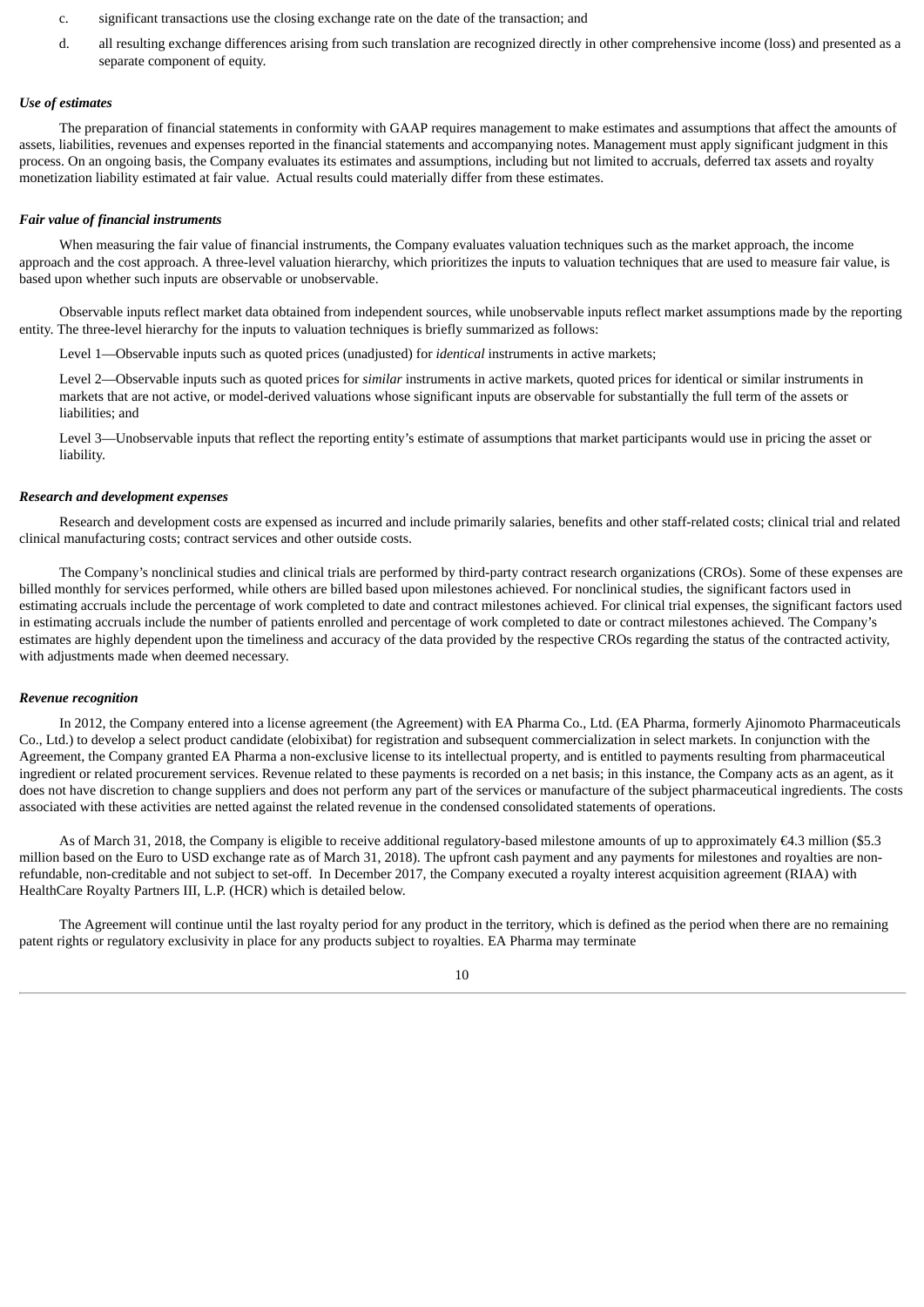c. significant transactions use the closing exchange rate on the date of the transaction; and

d. all resulting exchange differences arising from such translation are recognized directly in other comprehensive income (loss) and presented as a separate component of equity.

***Use of estimates***

The preparation of financial statements in conformity with GAAP requires management to make estimates and assumptions that affect the amounts of assets, liabilities, revenues and expenses reported in the financial statements and accompanying notes. Management must apply significant judgment in this process. On an ongoing basis, the Company evaluates its estimates and assumptions, including but not limited to accruals, deferred tax assets and royalty monetization liability estimated at fair value. Actual results could materially differ from these estimates.

***Fair value of financial instruments***

When measuring the fair value of financial instruments, the Company evaluates valuation techniques such as the market approach, the income approach and the cost approach. A three-level valuation hierarchy, which prioritizes the inputs to valuation techniques that are used to measure fair value, is based upon whether such inputs are observable or unobservable.

Observable inputs reflect market data obtained from independent sources, while unobservable inputs reflect market assumptions made by the reporting entity. The three-level hierarchy for the inputs to valuation techniques is briefly summarized as follows:

Level 1—Observable inputs such as quoted prices (unadjusted) for *identical* instruments in active markets;

Level 2—Observable inputs such as quoted prices for *similar* instruments in active markets, quoted prices for identical or similar instruments in markets that are not active, or model-derived valuations whose significant inputs are observable for substantially the full term of the assets or liabilities; and

Level 3—Unobservable inputs that reflect the reporting entity's estimate of assumptions that market participants would use in pricing the asset or liability.

***Research and development expenses***

Research and development costs are expensed as incurred and include primarily salaries, benefits and other staff-related costs; clinical trial and related clinical manufacturing costs; contract services and other outside costs.

The Company's nonclinical studies and clinical trials are performed by third-party contract research organizations (CROs). Some of these expenses are billed monthly for services performed, while others are billed based upon milestones achieved. For nonclinical studies, the significant factors used in estimating accruals include the percentage of work completed to date and contract milestones achieved. For clinical trial expenses, the significant factors used in estimating accruals include the number of patients enrolled and percentage of work completed to date or contract milestones achieved. The Company's estimates are highly dependent upon the timeliness and accuracy of the data provided by the respective CROs regarding the status of the contracted activity, with adjustments made when deemed necessary.

***Revenue recognition***

In 2012, the Company entered into a license agreement (the Agreement) with EA Pharma Co., Ltd. (EA Pharma, formerly Ajinomoto Pharmaceuticals Co., Ltd.) to develop a select product candidate (elobixibat) for registration and subsequent commercialization in select markets. In conjunction with the Agreement, the Company granted EA Pharma a non-exclusive license to its intellectual property, and is entitled to payments resulting from pharmaceutical ingredient or related procurement services. Revenue related to these payments is recorded on a net basis; in this instance, the Company acts as an agent, as it does not have discretion to change suppliers and does not perform any part of the services or manufacture of the subject pharmaceutical ingredients. The costs associated with these activities are netted against the related revenue in the condensed consolidated statements of operations.

As of March 31, 2018, the Company is eligible to receive additional regulatory-based milestone amounts of up to approximately €4.3 million ($5.3 million based on the Euro to USD exchange rate as of March 31, 2018). The upfront cash payment and any payments for milestones and royalties are non-refundable, non-creditable and not subject to set-off. In December 2017, the Company executed a royalty interest acquisition agreement (RIAA) with HealthCare Royalty Partners III, L.P. (HCR) which is detailed below.

The Agreement will continue until the last royalty period for any product in the territory, which is defined as the period when there are no remaining patent rights or regulatory exclusivity in place for any products subject to royalties. EA Pharma may terminate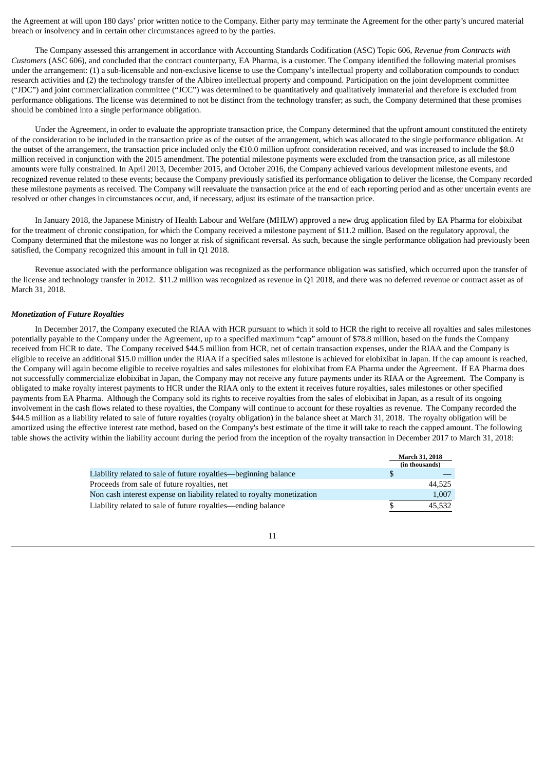the Agreement at will upon 180 days' prior written notice to the Company. Either party may terminate the Agreement for the other party's uncured material breach or insolvency and in certain other circumstances agreed to by the parties.

The Company assessed this arrangement in accordance with Accounting Standards Codification (ASC) Topic 606, *Revenue from Contracts with Customers* (ASC 606), and concluded that the contract counterparty, EA Pharma, is a customer. The Company identified the following material promises under the arrangement: (1) a sub-licensable and non-exclusive license to use the Company's intellectual property and collaboration compounds to conduct research activities and (2) the technology transfer of the Albireo intellectual property and compound. Participation on the joint development committee ("JDC") and joint commercialization committee ("JCC") was determined to be quantitatively and qualitatively immaterial and therefore is excluded from performance obligations. The license was determined to not be distinct from the technology transfer; as such, the Company determined that these promises should be combined into a single performance obligation.

Under the Agreement, in order to evaluate the appropriate transaction price, the Company determined that the upfront amount constituted the entirety of the consideration to be included in the transaction price as of the outset of the arrangement, which was allocated to the single performance obligation. At the outset of the arrangement, the transaction price included only the €10.0 million upfront consideration received, and was increased to include the $8.0 million received in conjunction with the 2015 amendment. The potential milestone payments were excluded from the transaction price, as all milestone amounts were fully constrained. In April 2013, December 2015, and October 2016, the Company achieved various development milestone events, and recognized revenue related to these events; because the Company previously satisfied its performance obligation to deliver the license, the Company recorded these milestone payments as received. The Company will reevaluate the transaction price at the end of each reporting period and as other uncertain events are resolved or other changes in circumstances occur, and, if necessary, adjust its estimate of the transaction price.

In January 2018, the Japanese Ministry of Health Labour and Welfare (MHLW) approved a new drug application filed by EA Pharma for elobixibat for the treatment of chronic constipation, for which the Company received a milestone payment of $11.2 million. Based on the regulatory approval, the Company determined that the milestone was no longer at risk of significant reversal. As such, because the single performance obligation had previously been satisfied, the Company recognized this amount in full in Q1 2018.

Revenue associated with the performance obligation was recognized as the performance obligation was satisfied, which occurred upon the transfer of the license and technology transfer in 2012. $11.2 million was recognized as revenue in Q1 2018, and there was no deferred revenue or contract asset as of March 31, 2018.

***Monetization of Future Royalties***

In December 2017, the Company executed the RIAA with HCR pursuant to which it sold to HCR the right to receive all royalties and sales milestones potentially payable to the Company under the Agreement, up to a specified maximum "cap" amount of $78.8 million, based on the funds the Company received from HCR to date. The Company received $44.5 million from HCR, net of certain transaction expenses, under the RIAA and the Company is eligible to receive an additional $15.0 million under the RIAA if a specified sales milestone is achieved for elobixibat in Japan. If the cap amount is reached, the Company will again become eligible to receive royalties and sales milestones for elobixibat from EA Pharma under the Agreement. If EA Pharma does not successfully commercialize elobixibat in Japan, the Company may not receive any future payments under its RIAA or the Agreement. The Company is obligated to make royalty interest payments to HCR under the RIAA only to the extent it receives future royalties, sales milestones or other specified payments from EA Pharma. Although the Company sold its rights to receive royalties from the sales of elobixibat in Japan, as a result of its ongoing involvement in the cash flows related to these royalties, the Company will continue to account for these royalties as revenue. The Company recorded the $44.5 million as a liability related to sale of future royalties (royalty obligation) in the balance sheet at March 31, 2018. The royalty obligation will be amortized using the effective interest rate method, based on the Company's best estimate of the time it will take to reach the capped amount. The following table shows the activity within the liability account during the period from the inception of the royalty transaction in December 2017 to March 31, 2018:

| | March 31, 2018 (in thousands) |
|---|---|
| Liability related to sale of future royalties—beginning balance | $ — |
| Proceeds from sale of future royalties, net | 44,525 |
| Non cash interest expense on liability related to royalty monetization | 1,007 |
| Liability related to sale of future royalties—ending balance | $ 45,532 |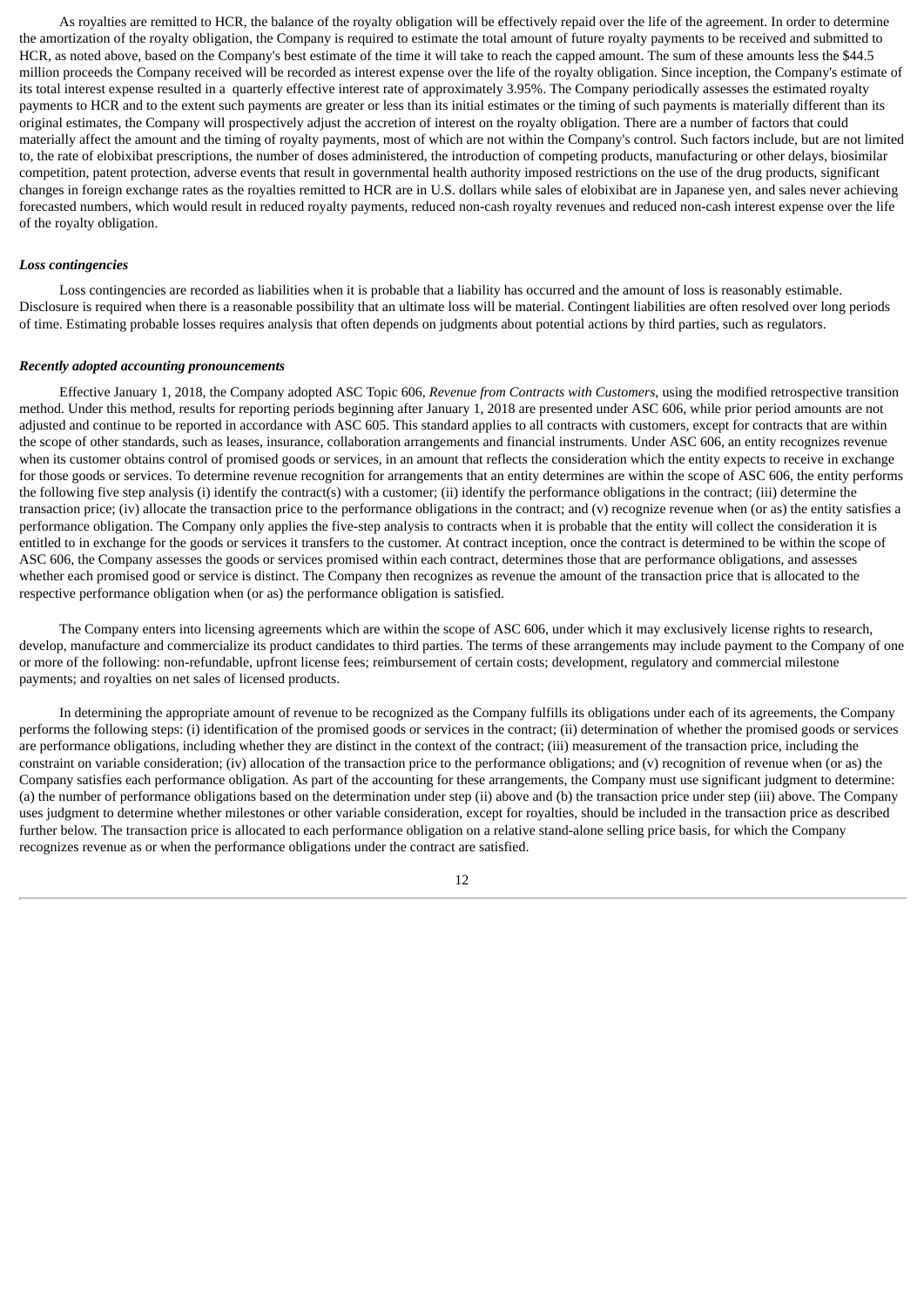As royalties are remitted to HCR, the balance of the royalty obligation will be effectively repaid over the life of the agreement. In order to determine the amortization of the royalty obligation, the Company is required to estimate the total amount of future royalty payments to be received and submitted to HCR, as noted above, based on the Company's best estimate of the time it will take to reach the capped amount. The sum of these amounts less the $44.5 million proceeds the Company received will be recorded as interest expense over the life of the royalty obligation. Since inception, the Company's estimate of its total interest expense resulted in a quarterly effective interest rate of approximately 3.95%. The Company periodically assesses the estimated royalty payments to HCR and to the extent such payments are greater or less than its initial estimates or the timing of such payments is materially different than its original estimates, the Company will prospectively adjust the accretion of interest on the royalty obligation. There are a number of factors that could materially affect the amount and the timing of royalty payments, most of which are not within the Company's control. Such factors include, but are not limited to, the rate of elobixibat prescriptions, the number of doses administered, the introduction of competing products, manufacturing or other delays, biosimilar competition, patent protection, adverse events that result in governmental health authority imposed restrictions on the use of the drug products, significant changes in foreign exchange rates as the royalties remitted to HCR are in U.S. dollars while sales of elobixibat are in Japanese yen, and sales never achieving forecasted numbers, which would result in reduced royalty payments, reduced non-cash royalty revenues and reduced non-cash interest expense over the life of the royalty obligation.

***Loss contingencies***

Loss contingencies are recorded as liabilities when it is probable that a liability has occurred and the amount of loss is reasonably estimable. Disclosure is required when there is a reasonable possibility that an ultimate loss will be material. Contingent liabilities are often resolved over long periods of time. Estimating probable losses requires analysis that often depends on judgments about potential actions by third parties, such as regulators.

***Recently adopted accounting pronouncements***

Effective January 1, 2018, the Company adopted ASC Topic 606, *Revenue from Contracts with Customers*, using the modified retrospective transition method. Under this method, results for reporting periods beginning after January 1, 2018 are presented under ASC 606, while prior period amounts are not adjusted and continue to be reported in accordance with ASC 605. This standard applies to all contracts with customers, except for contracts that are within the scope of other standards, such as leases, insurance, collaboration arrangements and financial instruments. Under ASC 606, an entity recognizes revenue when its customer obtains control of promised goods or services, in an amount that reflects the consideration which the entity expects to receive in exchange for those goods or services. To determine revenue recognition for arrangements that an entity determines are within the scope of ASC 606, the entity performs the following five step analysis (i) identify the contract(s) with a customer; (ii) identify the performance obligations in the contract; (iii) determine the transaction price; (iv) allocate the transaction price to the performance obligations in the contract; and (v) recognize revenue when (or as) the entity satisfies a performance obligation. The Company only applies the five-step analysis to contracts when it is probable that the entity will collect the consideration it is entitled to in exchange for the goods or services it transfers to the customer. At contract inception, once the contract is determined to be within the scope of ASC 606, the Company assesses the goods or services promised within each contract, determines those that are performance obligations, and assesses whether each promised good or service is distinct. The Company then recognizes as revenue the amount of the transaction price that is allocated to the respective performance obligation when (or as) the performance obligation is satisfied.

The Company enters into licensing agreements which are within the scope of ASC 606, under which it may exclusively license rights to research, develop, manufacture and commercialize its product candidates to third parties. The terms of these arrangements may include payment to the Company of one or more of the following: non-refundable, upfront license fees; reimbursement of certain costs; development, regulatory and commercial milestone payments; and royalties on net sales of licensed products.

In determining the appropriate amount of revenue to be recognized as the Company fulfills its obligations under each of its agreements, the Company performs the following steps: (i) identification of the promised goods or services in the contract; (ii) determination of whether the promised goods or services are performance obligations, including whether they are distinct in the context of the contract; (iii) measurement of the transaction price, including the constraint on variable consideration; (iv) allocation of the transaction price to the performance obligations; and (v) recognition of revenue when (or as) the Company satisfies each performance obligation. As part of the accounting for these arrangements, the Company must use significant judgment to determine: (a) the number of performance obligations based on the determination under step (ii) above and (b) the transaction price under step (iii) above. The Company uses judgment to determine whether milestones or other variable consideration, except for royalties, should be included in the transaction price as described further below. The transaction price is allocated to each performance obligation on a relative stand-alone selling price basis, for which the Company recognizes revenue as or when the performance obligations under the contract are satisfied.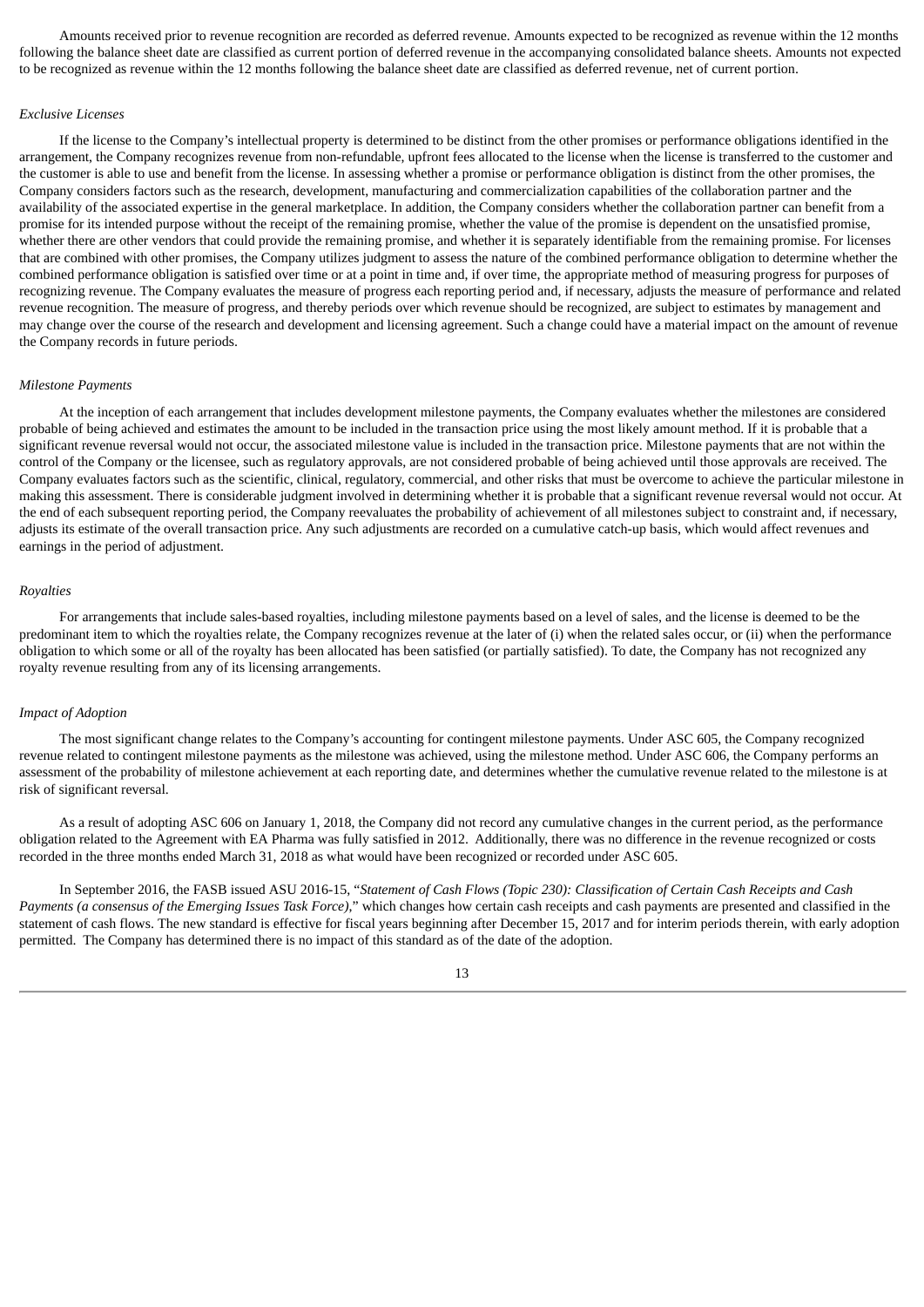Amounts received prior to revenue recognition are recorded as deferred revenue. Amounts expected to be recognized as revenue within the 12 months following the balance sheet date are classified as current portion of deferred revenue in the accompanying consolidated balance sheets. Amounts not expected to be recognized as revenue within the 12 months following the balance sheet date are classified as deferred revenue, net of current portion.

*Exclusive Licenses*

If the license to the Company's intellectual property is determined to be distinct from the other promises or performance obligations identified in the arrangement, the Company recognizes revenue from non-refundable, upfront fees allocated to the license when the license is transferred to the customer and the customer is able to use and benefit from the license. In assessing whether a promise or performance obligation is distinct from the other promises, the Company considers factors such as the research, development, manufacturing and commercialization capabilities of the collaboration partner and the availability of the associated expertise in the general marketplace. In addition, the Company considers whether the collaboration partner can benefit from a promise for its intended purpose without the receipt of the remaining promise, whether the value of the promise is dependent on the unsatisfied promise, whether there are other vendors that could provide the remaining promise, and whether it is separately identifiable from the remaining promise. For licenses that are combined with other promises, the Company utilizes judgment to assess the nature of the combined performance obligation to determine whether the combined performance obligation is satisfied over time or at a point in time and, if over time, the appropriate method of measuring progress for purposes of recognizing revenue. The Company evaluates the measure of progress each reporting period and, if necessary, adjusts the measure of performance and related revenue recognition. The measure of progress, and thereby periods over which revenue should be recognized, are subject to estimates by management and may change over the course of the research and development and licensing agreement. Such a change could have a material impact on the amount of revenue the Company records in future periods.

*Milestone Payments*

At the inception of each arrangement that includes development milestone payments, the Company evaluates whether the milestones are considered probable of being achieved and estimates the amount to be included in the transaction price using the most likely amount method. If it is probable that a significant revenue reversal would not occur, the associated milestone value is included in the transaction price. Milestone payments that are not within the control of the Company or the licensee, such as regulatory approvals, are not considered probable of being achieved until those approvals are received. The Company evaluates factors such as the scientific, clinical, regulatory, commercial, and other risks that must be overcome to achieve the particular milestone in making this assessment. There is considerable judgment involved in determining whether it is probable that a significant revenue reversal would not occur. At the end of each subsequent reporting period, the Company reevaluates the probability of achievement of all milestones subject to constraint and, if necessary, adjusts its estimate of the overall transaction price. Any such adjustments are recorded on a cumulative catch-up basis, which would affect revenues and earnings in the period of adjustment.

*Royalties*

For arrangements that include sales-based royalties, including milestone payments based on a level of sales, and the license is deemed to be the predominant item to which the royalties relate, the Company recognizes revenue at the later of (i) when the related sales occur, or (ii) when the performance obligation to which some or all of the royalty has been allocated has been satisfied (or partially satisfied). To date, the Company has not recognized any royalty revenue resulting from any of its licensing arrangements.

*Impact of Adoption*

The most significant change relates to the Company's accounting for contingent milestone payments. Under ASC 605, the Company recognized revenue related to contingent milestone payments as the milestone was achieved, using the milestone method. Under ASC 606, the Company performs an assessment of the probability of milestone achievement at each reporting date, and determines whether the cumulative revenue related to the milestone is at risk of significant reversal.

As a result of adopting ASC 606 on January 1, 2018, the Company did not record any cumulative changes in the current period, as the performance obligation related to the Agreement with EA Pharma was fully satisfied in 2012. Additionally, there was no difference in the revenue recognized or costs recorded in the three months ended March 31, 2018 as what would have been recognized or recorded under ASC 605.

In September 2016, the FASB issued ASU 2016-15, "*Statement of Cash Flows (Topic 230): Classification of Certain Cash Receipts and Cash Payments (a consensus of the Emerging Issues Task Force)*," which changes how certain cash receipts and cash payments are presented and classified in the statement of cash flows. The new standard is effective for fiscal years beginning after December 15, 2017 and for interim periods therein, with early adoption permitted. The Company has determined there is no impact of this standard as of the date of the adoption.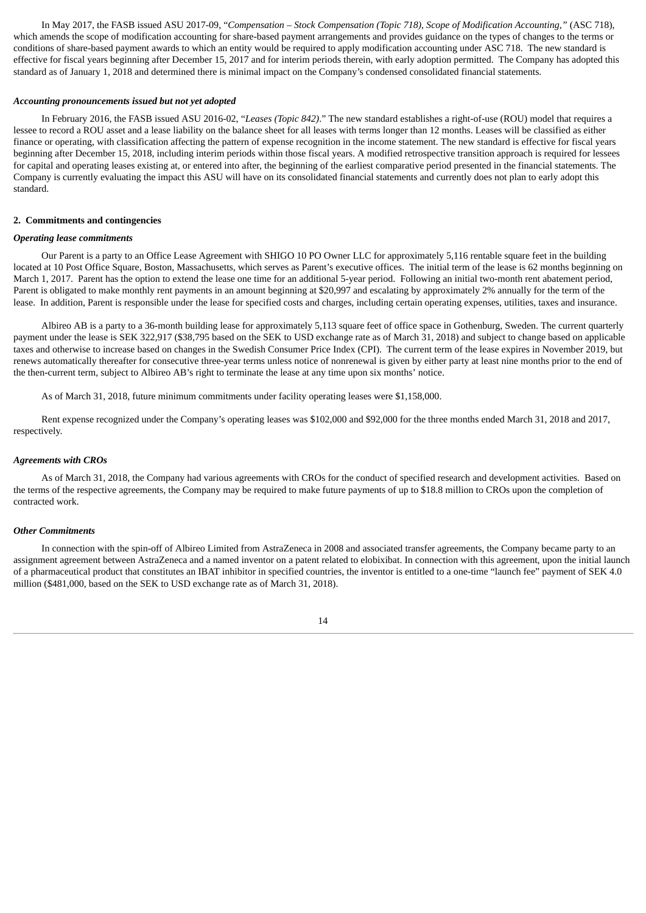In May 2017, the FASB issued ASU 2017-09, "*Compensation – Stock Compensation (Topic 718), Scope of Modification Accounting,*" (ASC 718), which amends the scope of modification accounting for share-based payment arrangements and provides guidance on the types of changes to the terms or conditions of share-based payment awards to which an entity would be required to apply modification accounting under ASC 718. The new standard is effective for fiscal years beginning after December 15, 2017 and for interim periods therein, with early adoption permitted. The Company has adopted this standard as of January 1, 2018 and determined there is minimal impact on the Company's condensed consolidated financial statements.

***Accounting pronouncements issued but not yet adopted***

In February 2016, the FASB issued ASU 2016-02, "*Leases (Topic 842)*." The new standard establishes a right-of-use (ROU) model that requires a lessee to record a ROU asset and a lease liability on the balance sheet for all leases with terms longer than 12 months. Leases will be classified as either finance or operating, with classification affecting the pattern of expense recognition in the income statement. The new standard is effective for fiscal years beginning after December 15, 2018, including interim periods within those fiscal years. A modified retrospective transition approach is required for lessees for capital and operating leases existing at, or entered into after, the beginning of the earliest comparative period presented in the financial statements. The Company is currently evaluating the impact this ASU will have on its consolidated financial statements and currently does not plan to early adopt this standard.

**2. Commitments and contingencies**

***Operating lease commitments***

Our Parent is a party to an Office Lease Agreement with SHIGO 10 PO Owner LLC for approximately 5,116 rentable square feet in the building located at 10 Post Office Square, Boston, Massachusetts, which serves as Parent's executive offices. The initial term of the lease is 62 months beginning on March 1, 2017. Parent has the option to extend the lease one time for an additional 5-year period. Following an initial two-month rent abatement period, Parent is obligated to make monthly rent payments in an amount beginning at $20,997 and escalating by approximately 2% annually for the term of the lease. In addition, Parent is responsible under the lease for specified costs and charges, including certain operating expenses, utilities, taxes and insurance.

Albireo AB is a party to a 36-month building lease for approximately 5,113 square feet of office space in Gothenburg, Sweden. The current quarterly payment under the lease is SEK 322,917 ($38,795 based on the SEK to USD exchange rate as of March 31, 2018) and subject to change based on applicable taxes and otherwise to increase based on changes in the Swedish Consumer Price Index (CPI). The current term of the lease expires in November 2019, but renews automatically thereafter for consecutive three-year terms unless notice of nonrenewal is given by either party at least nine months prior to the end of the then-current term, subject to Albireo AB's right to terminate the lease at any time upon six months' notice.

As of March 31, 2018, future minimum commitments under facility operating leases were $1,158,000.

Rent expense recognized under the Company's operating leases was $102,000 and $92,000 for the three months ended March 31, 2018 and 2017, respectively.

***Agreements with CROs***

As of March 31, 2018, the Company had various agreements with CROs for the conduct of specified research and development activities. Based on the terms of the respective agreements, the Company may be required to make future payments of up to $18.8 million to CROs upon the completion of contracted work.

***Other Commitments***

In connection with the spin-off of Albireo Limited from AstraZeneca in 2008 and associated transfer agreements, the Company became party to an assignment agreement between AstraZeneca and a named inventor on a patent related to elobixibat. In connection with this agreement, upon the initial launch of a pharmaceutical product that constitutes an IBAT inhibitor in specified countries, the inventor is entitled to a one-time "launch fee" payment of SEK 4.0 million ($481,000, based on the SEK to USD exchange rate as of March 31, 2018).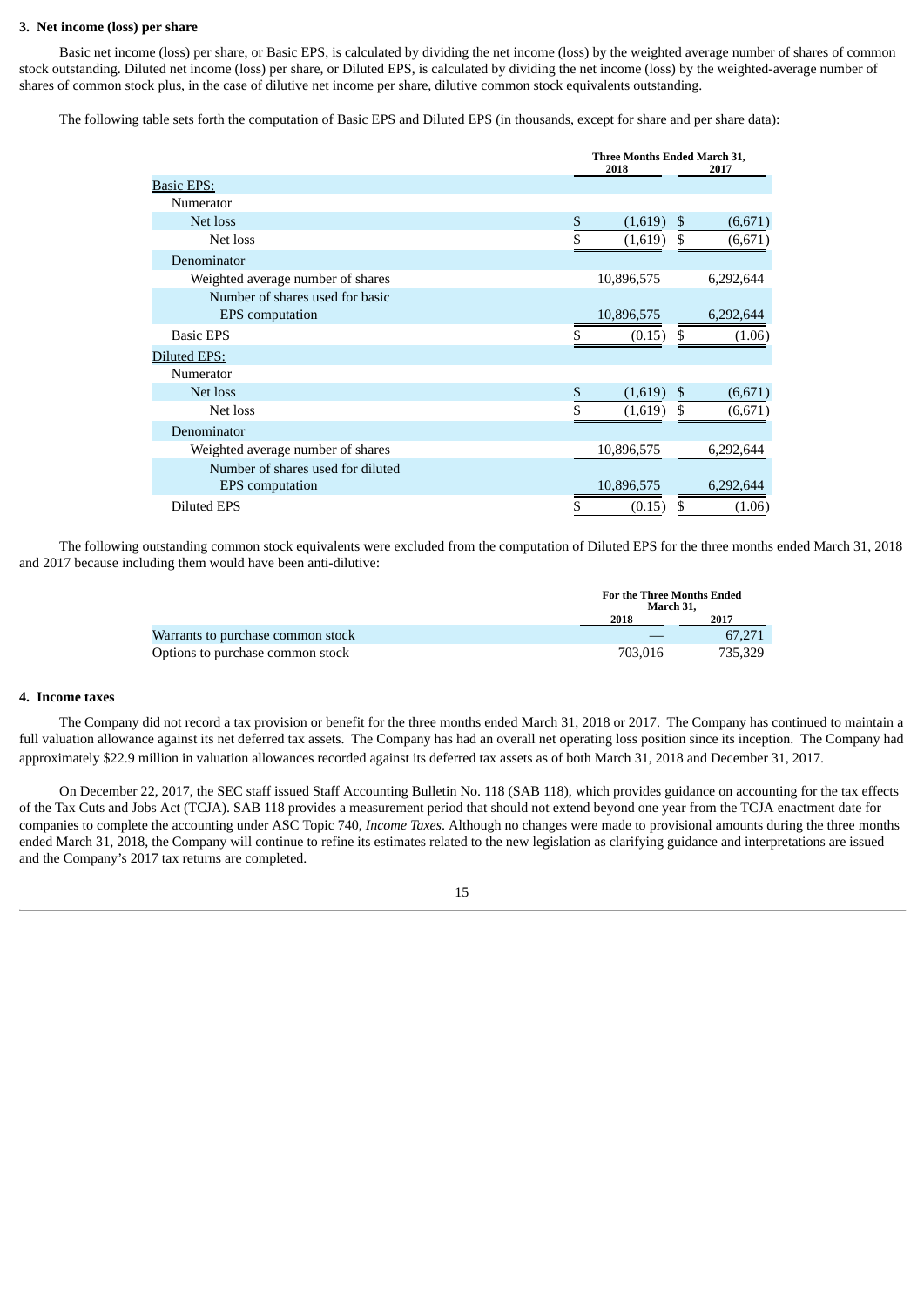### 3. Net income (loss) per share

Basic net income (loss) per share, or Basic EPS, is calculated by dividing the net income (loss) by the weighted average number of shares of common stock outstanding. Diluted net income (loss) per share, or Diluted EPS, is calculated by dividing the net income (loss) by the weighted-average number of shares of common stock plus, in the case of dilutive net income per share, dilutive common stock equivalents outstanding.

The following table sets forth the computation of Basic EPS and Diluted EPS (in thousands, except for share and per share data):

| | Three Months Ended March 31, 2018 | Three Months Ended March 31, 2017 |
|---|---|---|
| Basic EPS: | | |
| Numerator | | |
| Net loss | $ (1,619) | $ (6,671) |
| Net loss | $ (1,619) | $ (6,671) |
| Denominator | | |
| Weighted average number of shares | 10,896,575 | 6,292,644 |
| Number of shares used for basic EPS computation | 10,896,575 | 6,292,644 |
| Basic EPS | $ (0.15) | $ (1.06) |
| Diluted EPS: | | |
| Numerator | | |
| Net loss | $ (1,619) | $ (6,671) |
| Net loss | $ (1,619) | $ (6,671) |
| Denominator | | |
| Weighted average number of shares | 10,896,575 | 6,292,644 |
| Number of shares used for diluted EPS computation | 10,896,575 | 6,292,644 |
| Diluted EPS | $ (0.15) | $ (1.06) |

The following outstanding common stock equivalents were excluded from the computation of Diluted EPS for the three months ended March 31, 2018 and 2017 because including them would have been anti-dilutive:

| | For the Three Months Ended March 31, 2018 | For the Three Months Ended March 31, 2017 |
|---|---|---|
| Warrants to purchase common stock | — | 67,271 |
| Options to purchase common stock | 703,016 | 735,329 |

### 4. Income taxes

The Company did not record a tax provision or benefit for the three months ended March 31, 2018 or 2017. The Company has continued to maintain a full valuation allowance against its net deferred tax assets. The Company has had an overall net operating loss position since its inception. The Company had approximately $22.9 million in valuation allowances recorded against its deferred tax assets as of both March 31, 2018 and December 31, 2017.

On December 22, 2017, the SEC staff issued Staff Accounting Bulletin No. 118 (SAB 118), which provides guidance on accounting for the tax effects of the Tax Cuts and Jobs Act (TCJA). SAB 118 provides a measurement period that should not extend beyond one year from the TCJA enactment date for companies to complete the accounting under ASC Topic 740, *Income Taxes*. Although no changes were made to provisional amounts during the three months ended March 31, 2018, the Company will continue to refine its estimates related to the new legislation as clarifying guidance and interpretations are issued and the Company's 2017 tax returns are completed.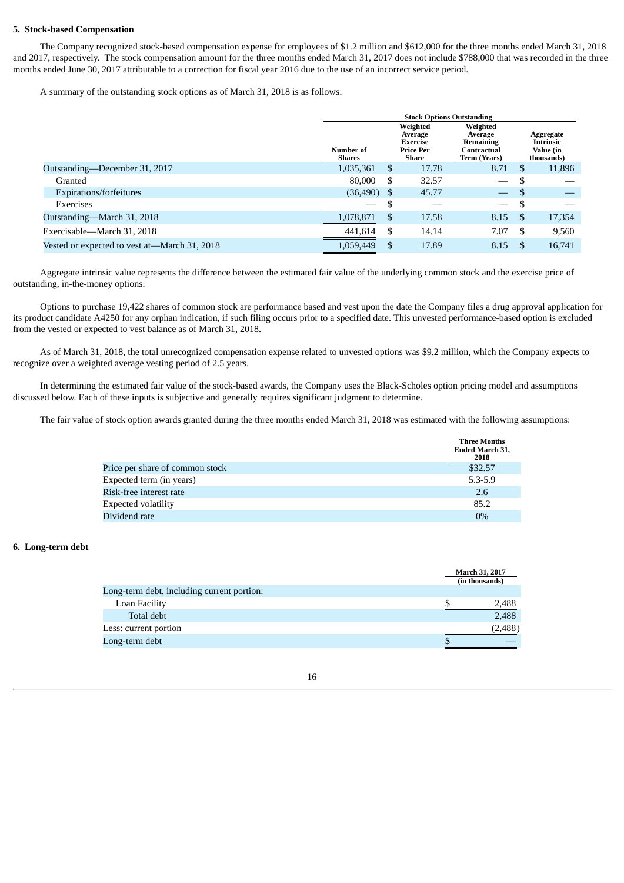## 5. Stock-based Compensation

The Company recognized stock-based compensation expense for employees of $1.2 million and $612,000 for the three months ended March 31, 2018 and 2017, respectively. The stock compensation amount for the three months ended March 31, 2017 does not include $788,000 that was recorded in the three months ended June 30, 2017 attributable to a correction for fiscal year 2016 due to the use of an incorrect service period.

A summary of the outstanding stock options as of March 31, 2018 is as follows:

| | Stock Options Outstanding | | | |
|---|---|---|---|---|
| | Number of Shares | Weighted Average Exercise Price Per Share | Weighted Average Remaining Contractual Term (Years) | Aggregate Intrinsic Value (in thousands) |
| Outstanding—December 31, 2017 | 1,035,361 | $ 17.78 | 8.71 | $ 11,896 |
| Granted | 80,000 | $ 32.57 | — | $ — |
| Expirations/forfeitures | (36,490) | $ 45.77 | — | $ — |
| Exercises | — | $ — | — | $ — |
| Outstanding—March 31, 2018 | 1,078,871 | $ 17.58 | 8.15 | $ 17,354 |
| Exercisable—March 31, 2018 | 441,614 | $ 14.14 | 7.07 | $ 9,560 |
| Vested or expected to vest at—March 31, 2018 | 1,059,449 | $ 17.89 | 8.15 | $ 16,741 |

Aggregate intrinsic value represents the difference between the estimated fair value of the underlying common stock and the exercise price of outstanding, in-the-money options.

Options to purchase 19,422 shares of common stock are performance based and vest upon the date the Company files a drug approval application for its product candidate A4250 for any orphan indication, if such filing occurs prior to a specified date. This unvested performance-based option is excluded from the vested or expected to vest balance as of March 31, 2018.

As of March 31, 2018, the total unrecognized compensation expense related to unvested options was $9.2 million, which the Company expects to recognize over a weighted average vesting period of 2.5 years.

In determining the estimated fair value of the stock-based awards, the Company uses the Black-Scholes option pricing model and assumptions discussed below. Each of these inputs is subjective and generally requires significant judgment to determine.

The fair value of stock option awards granted during the three months ended March 31, 2018 was estimated with the following assumptions:

| | Three Months Ended March 31, 2018 |
|---|---|
| Price per share of common stock | $32.57 |
| Expected term (in years) | 5.3-5.9 |
| Risk-free interest rate | 2.6 |
| Expected volatility | 85.2 |
| Dividend rate | 0% |

## 6. Long-term debt

| | March 31, 2017 (in thousands) |
|---|---|
| Long-term debt, including current portion: | |
| Loan Facility | $ 2,488 |
| Total debt | 2,488 |
| Less: current portion | (2,488) |
| Long-term debt | $ — |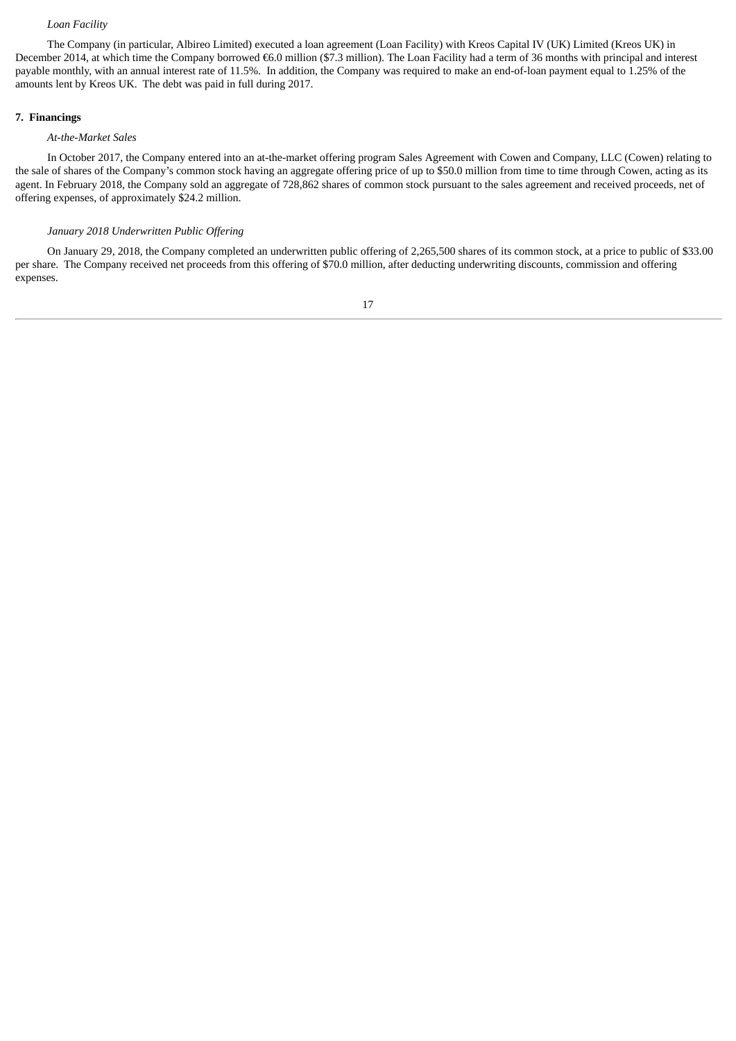*Loan Facility*

The Company (in particular, Albireo Limited) executed a loan agreement (Loan Facility) with Kreos Capital IV (UK) Limited (Kreos UK) in December 2014, at which time the Company borrowed €6.0 million ($7.3 million). The Loan Facility had a term of 36 months with principal and interest payable monthly, with an annual interest rate of 11.5%. In addition, the Company was required to make an end-of-loan payment equal to 1.25% of the amounts lent by Kreos UK. The debt was paid in full during 2017.

## 7. Financings

*At-the-Market Sales*

In October 2017, the Company entered into an at-the-market offering program Sales Agreement with Cowen and Company, LLC (Cowen) relating to the sale of shares of the Company's common stock having an aggregate offering price of up to $50.0 million from time to time through Cowen, acting as its agent. In February 2018, the Company sold an aggregate of 728,862 shares of common stock pursuant to the sales agreement and received proceeds, net of offering expenses, of approximately $24.2 million.

*January 2018 Underwritten Public Offering*

On January 29, 2018, the Company completed an underwritten public offering of 2,265,500 shares of its common stock, at a price to public of $33.00 per share. The Company received net proceeds from this offering of $70.0 million, after deducting underwriting discounts, commission and offering expenses.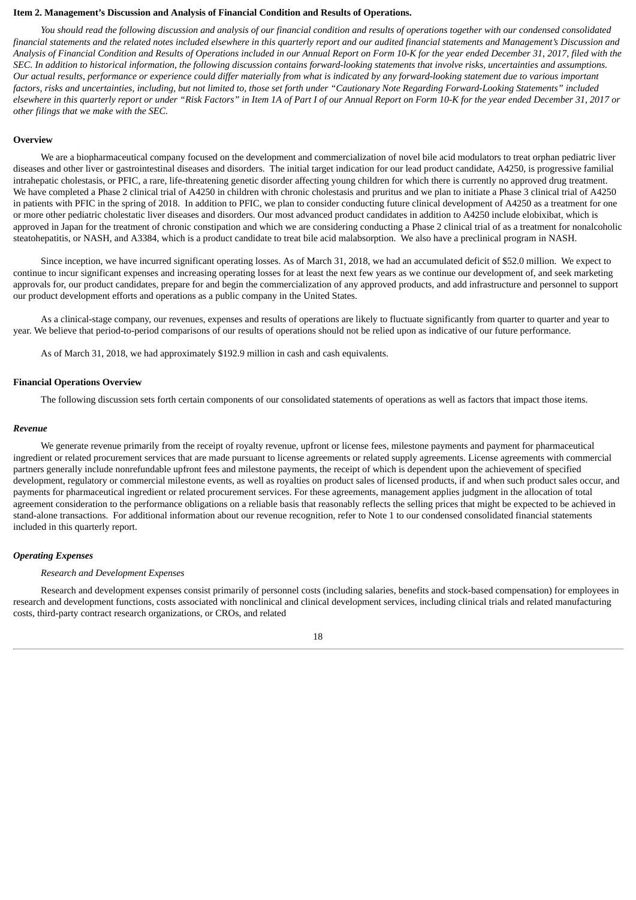**Item 2. Management's Discussion and Analysis of Financial Condition and Results of Operations.**

*You should read the following discussion and analysis of our financial condition and results of operations together with our condensed consolidated financial statements and the related notes included elsewhere in this quarterly report and our audited financial statements and Management's Discussion and Analysis of Financial Condition and Results of Operations included in our Annual Report on Form 10-K for the year ended December 31, 2017, filed with the SEC. In addition to historical information, the following discussion contains forward-looking statements that involve risks, uncertainties and assumptions. Our actual results, performance or experience could differ materially from what is indicated by any forward-looking statement due to various important factors, risks and uncertainties, including, but not limited to, those set forth under "Cautionary Note Regarding Forward-Looking Statements" included elsewhere in this quarterly report or under "Risk Factors" in Item 1A of Part I of our Annual Report on Form 10-K for the year ended December 31, 2017 or other filings that we make with the SEC.*

**Overview**

We are a biopharmaceutical company focused on the development and commercialization of novel bile acid modulators to treat orphan pediatric liver diseases and other liver or gastrointestinal diseases and disorders. The initial target indication for our lead product candidate, A4250, is progressive familial intrahepatic cholestasis, or PFIC, a rare, life-threatening genetic disorder affecting young children for which there is currently no approved drug treatment. We have completed a Phase 2 clinical trial of A4250 in children with chronic cholestasis and pruritus and we plan to initiate a Phase 3 clinical trial of A4250 in patients with PFIC in the spring of 2018. In addition to PFIC, we plan to consider conducting future clinical development of A4250 as a treatment for one or more other pediatric cholestatic liver diseases and disorders. Our most advanced product candidates in addition to A4250 include elobixibat, which is approved in Japan for the treatment of chronic constipation and which we are considering conducting a Phase 2 clinical trial of as a treatment for nonalcoholic steatohepatitis, or NASH, and A3384, which is a product candidate to treat bile acid malabsorption. We also have a preclinical program in NASH.

Since inception, we have incurred significant operating losses. As of March 31, 2018, we had an accumulated deficit of $52.0 million. We expect to continue to incur significant expenses and increasing operating losses for at least the next few years as we continue our development of, and seek marketing approvals for, our product candidates, prepare for and begin the commercialization of any approved products, and add infrastructure and personnel to support our product development efforts and operations as a public company in the United States.

As a clinical-stage company, our revenues, expenses and results of operations are likely to fluctuate significantly from quarter to quarter and year to year. We believe that period-to-period comparisons of our results of operations should not be relied upon as indicative of our future performance.

As of March 31, 2018, we had approximately $192.9 million in cash and cash equivalents.

**Financial Operations Overview**

The following discussion sets forth certain components of our consolidated statements of operations as well as factors that impact those items.

***Revenue***

We generate revenue primarily from the receipt of royalty revenue, upfront or license fees, milestone payments and payment for pharmaceutical ingredient or related procurement services that are made pursuant to license agreements or related supply agreements. License agreements with commercial partners generally include nonrefundable upfront fees and milestone payments, the receipt of which is dependent upon the achievement of specified development, regulatory or commercial milestone events, as well as royalties on product sales of licensed products, if and when such product sales occur, and payments for pharmaceutical ingredient or related procurement services. For these agreements, management applies judgment in the allocation of total agreement consideration to the performance obligations on a reliable basis that reasonably reflects the selling prices that might be expected to be achieved in stand-alone transactions. For additional information about our revenue recognition, refer to Note 1 to our condensed consolidated financial statements included in this quarterly report.

***Operating Expenses***

*Research and Development Expenses*

Research and development expenses consist primarily of personnel costs (including salaries, benefits and stock-based compensation) for employees in research and development functions, costs associated with nonclinical and clinical development services, including clinical trials and related manufacturing costs, third-party contract research organizations, or CROs, and related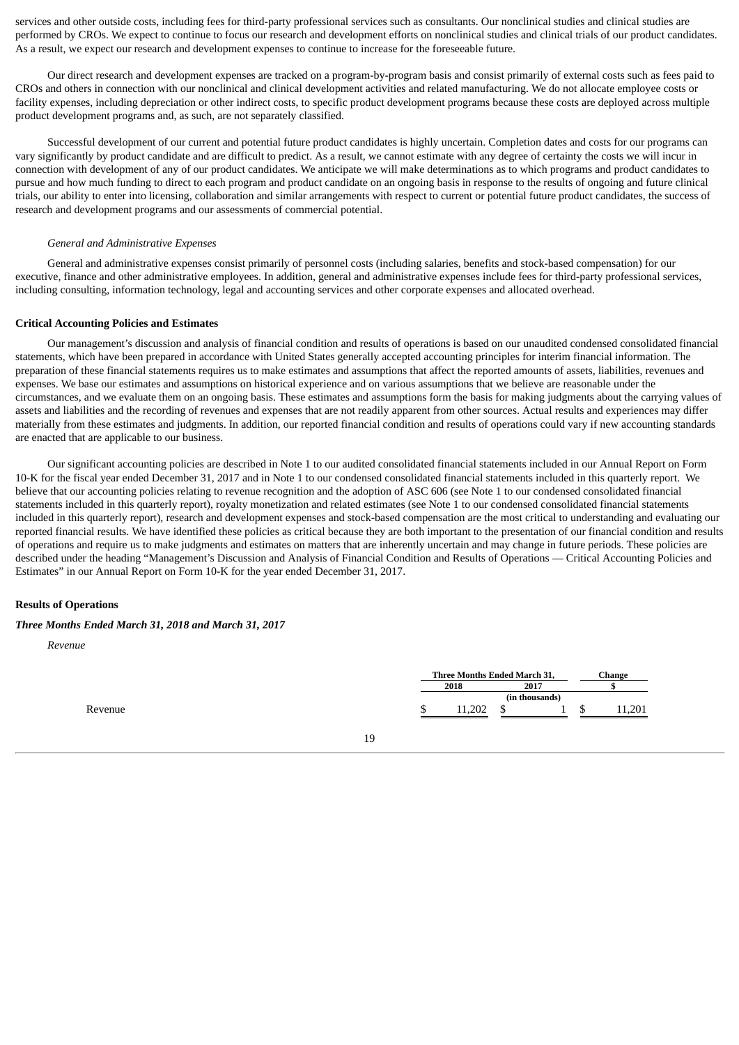services and other outside costs, including fees for third-party professional services such as consultants. Our nonclinical studies and clinical studies are performed by CROs. We expect to continue to focus our research and development efforts on nonclinical studies and clinical trials of our product candidates. As a result, we expect our research and development expenses to continue to increase for the foreseeable future.

Our direct research and development expenses are tracked on a program-by-program basis and consist primarily of external costs such as fees paid to CROs and others in connection with our nonclinical and clinical development activities and related manufacturing. We do not allocate employee costs or facility expenses, including depreciation or other indirect costs, to specific product development programs because these costs are deployed across multiple product development programs and, as such, are not separately classified.

Successful development of our current and potential future product candidates is highly uncertain. Completion dates and costs for our programs can vary significantly by product candidate and are difficult to predict. As a result, we cannot estimate with any degree of certainty the costs we will incur in connection with development of any of our product candidates. We anticipate we will make determinations as to which programs and product candidates to pursue and how much funding to direct to each program and product candidate on an ongoing basis in response to the results of ongoing and future clinical trials, our ability to enter into licensing, collaboration and similar arrangements with respect to current or potential future product candidates, the success of research and development programs and our assessments of commercial potential.

*General and Administrative Expenses*

General and administrative expenses consist primarily of personnel costs (including salaries, benefits and stock-based compensation) for our executive, finance and other administrative employees. In addition, general and administrative expenses include fees for third-party professional services, including consulting, information technology, legal and accounting services and other corporate expenses and allocated overhead.

**Critical Accounting Policies and Estimates**

Our management's discussion and analysis of financial condition and results of operations is based on our unaudited condensed consolidated financial statements, which have been prepared in accordance with United States generally accepted accounting principles for interim financial information. The preparation of these financial statements requires us to make estimates and assumptions that affect the reported amounts of assets, liabilities, revenues and expenses. We base our estimates and assumptions on historical experience and on various assumptions that we believe are reasonable under the circumstances, and we evaluate them on an ongoing basis. These estimates and assumptions form the basis for making judgments about the carrying values of assets and liabilities and the recording of revenues and expenses that are not readily apparent from other sources. Actual results and experiences may differ materially from these estimates and judgments. In addition, our reported financial condition and results of operations could vary if new accounting standards are enacted that are applicable to our business.

Our significant accounting policies are described in Note 1 to our audited consolidated financial statements included in our Annual Report on Form 10-K for the fiscal year ended December 31, 2017 and in Note 1 to our condensed consolidated financial statements included in this quarterly report. We believe that our accounting policies relating to revenue recognition and the adoption of ASC 606 (see Note 1 to our condensed consolidated financial statements included in this quarterly report), royalty monetization and related estimates (see Note 1 to our condensed consolidated financial statements included in this quarterly report), research and development expenses and stock-based compensation are the most critical to understanding and evaluating our reported financial results. We have identified these policies as critical because they are both important to the presentation of our financial condition and results of operations and require us to make judgments and estimates on matters that are inherently uncertain and may change in future periods. These policies are described under the heading "Management's Discussion and Analysis of Financial Condition and Results of Operations — Critical Accounting Policies and Estimates" in our Annual Report on Form 10-K for the year ended December 31, 2017.

**Results of Operations**

***Three Months Ended March 31, 2018 and March 31, 2017***

*Revenue*

| | Three Months Ended March 31, | | Change |
|---|---|---|---|
| | 2018 | 2017 | $ |
| | (in thousands) | | |
| Revenue | $ 11,202 | $ 1 | $ 11,201 |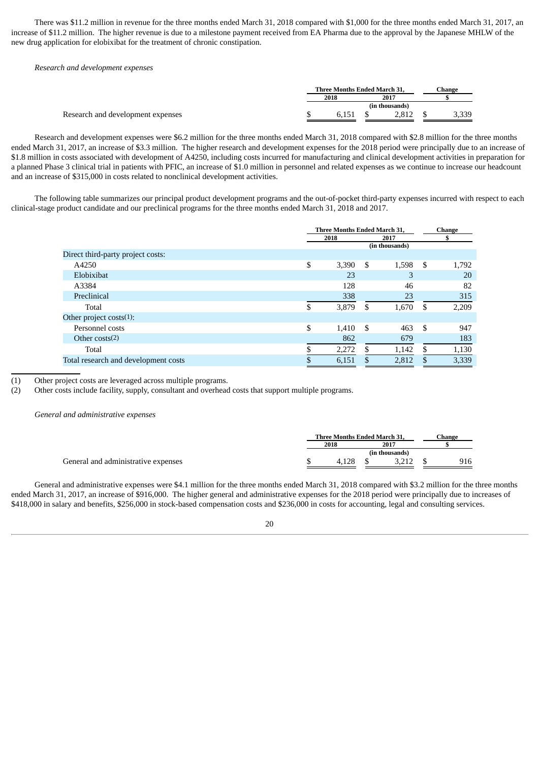There was $11.2 million in revenue for the three months ended March 31, 2018 compared with $1,000 for the three months ended March 31, 2017, an increase of $11.2 million. The higher revenue is due to a milestone payment received from EA Pharma due to the approval by the Japanese MHLW of the new drug application for elobixibat for the treatment of chronic constipation.

*Research and development expenses*

| | Three Months Ended March 31, | | Change |
|---|---|---|---|
| | 2018 | 2017 | $ |
| | (in thousands) | | |
| Research and development expenses | $ 6,151 | $ 2,812 | $ 3,339 |

Research and development expenses were $6.2 million for the three months ended March 31, 2018 compared with $2.8 million for the three months ended March 31, 2017, an increase of $3.3 million. The higher research and development expenses for the 2018 period were principally due to an increase of $1.8 million in costs associated with development of A4250, including costs incurred for manufacturing and clinical development activities in preparation for a planned Phase 3 clinical trial in patients with PFIC, an increase of $1.0 million in personnel and related expenses as we continue to increase our headcount and an increase of $315,000 in costs related to nonclinical development activities.

The following table summarizes our principal product development programs and the out-of-pocket third-party expenses incurred with respect to each clinical-stage product candidate and our preclinical programs for the three months ended March 31, 2018 and 2017.

| | Three Months Ended March 31, | | Change |
|---|---|---|---|
| | 2018 | 2017 | $ |
| | (in thousands) | | |
| Direct third-party project costs: | | | |
| A4250 | $ 3,390 | $ 1,598 | $ 1,792 |
| Elobixibat | 23 | 3 | 20 |
| A3384 | 128 | 46 | 82 |
| Preclinical | 338 | 23 | 315 |
| Total | $ 3,879 | $ 1,670 | $ 2,209 |
| Other project costs(1): | | | |
| Personnel costs | $ 1,410 | $ 463 | $ 947 |
| Other costs(2) | 862 | 679 | 183 |
| Total | $ 2,272 | $ 1,142 | $ 1,130 |
| Total research and development costs | $ 6,151 | $ 2,812 | $ 3,339 |

(1) Other project costs are leveraged across multiple programs.
(2) Other costs include facility, supply, consultant and overhead costs that support multiple programs.

*General and administrative expenses*

| | Three Months Ended March 31, | | Change |
|---|---|---|---|
| | 2018 | 2017 | $ |
| | (in thousands) | | |
| General and administrative expenses | $ 4,128 | $ 3,212 | $ 916 |

General and administrative expenses were $4.1 million for the three months ended March 31, 2018 compared with $3.2 million for the three months ended March 31, 2017, an increase of $916,000. The higher general and administrative expenses for the 2018 period were principally due to increases of $418,000 in salary and benefits, $256,000 in stock-based compensation costs and $236,000 in costs for accounting, legal and consulting services.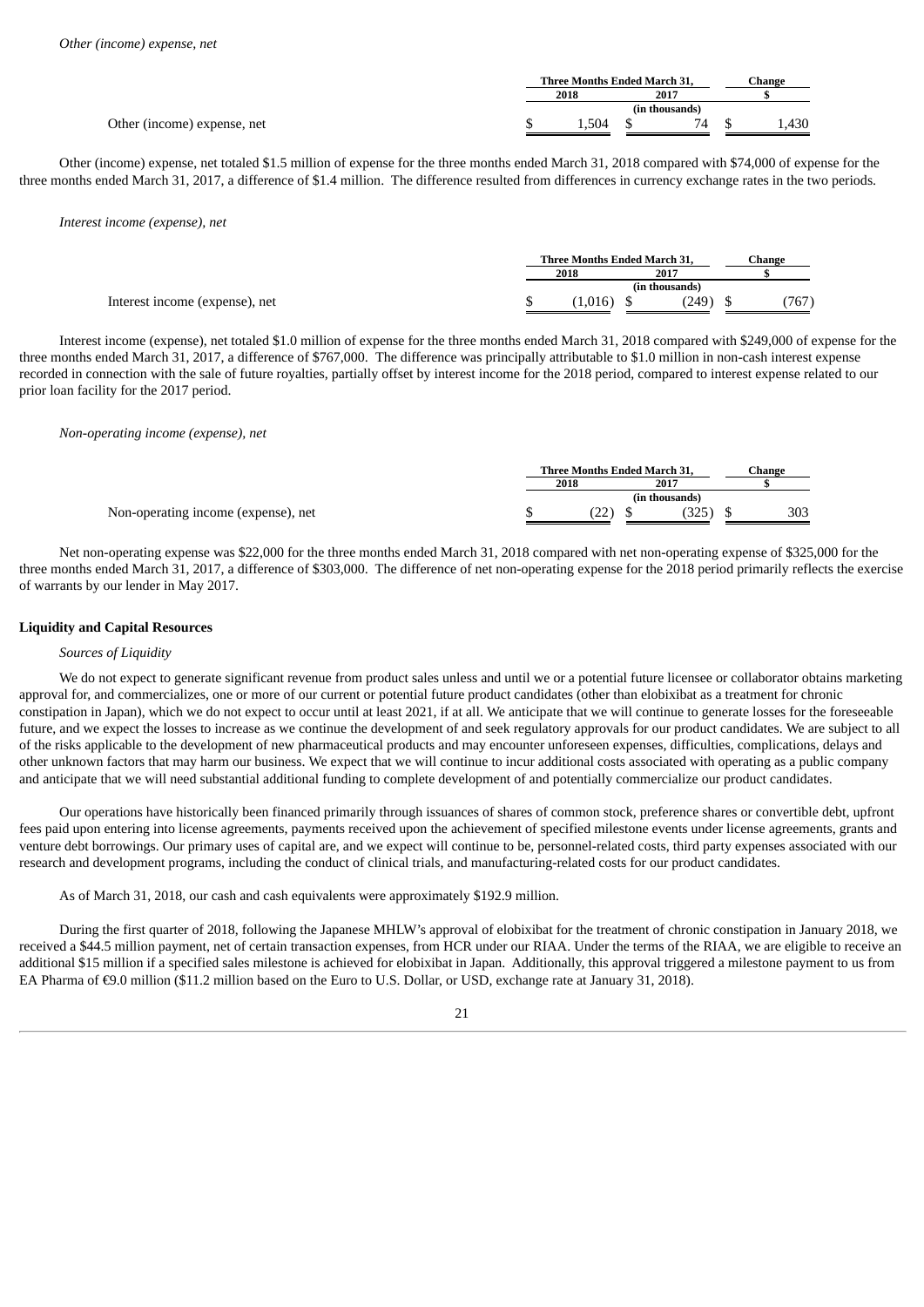*Other (income) expense, net*

| | Three Months Ended March 31, | | Change |
|---|---|---|---|
| | 2018 | 2017 | $ |
| | (in thousands) | | |
| Other (income) expense, net | $ 1,504 | $ 74 | $ 1,430 |

Other (income) expense, net totaled $1.5 million of expense for the three months ended March 31, 2018 compared with $74,000 of expense for the three months ended March 31, 2017, a difference of $1.4 million. The difference resulted from differences in currency exchange rates in the two periods.

*Interest income (expense), net*

| | Three Months Ended March 31, | | Change |
|---|---|---|---|
| | 2018 | 2017 | $ |
| | (in thousands) | | |
| Interest income (expense), net | $ (1,016) | $ (249) | $ (767) |

Interest income (expense), net totaled $1.0 million of expense for the three months ended March 31, 2018 compared with $249,000 of expense for the three months ended March 31, 2017, a difference of $767,000. The difference was principally attributable to $1.0 million in non-cash interest expense recorded in connection with the sale of future royalties, partially offset by interest income for the 2018 period, compared to interest expense related to our prior loan facility for the 2017 period.

*Non-operating income (expense), net*

| | Three Months Ended March 31, | | Change |
|---|---|---|---|
| | 2018 | 2017 | $ |
| | (in thousands) | | |
| Non-operating income (expense), net | $ (22) | $ (325) | $ 303 |

Net non-operating expense was $22,000 for the three months ended March 31, 2018 compared with net non-operating expense of $325,000 for the three months ended March 31, 2017, a difference of $303,000. The difference of net non-operating expense for the 2018 period primarily reflects the exercise of warrants by our lender in May 2017.

**Liquidity and Capital Resources**

*Sources of Liquidity*

We do not expect to generate significant revenue from product sales unless and until we or a potential future licensee or collaborator obtains marketing approval for, and commercializes, one or more of our current or potential future product candidates (other than elobixibat as a treatment for chronic constipation in Japan), which we do not expect to occur until at least 2021, if at all. We anticipate that we will continue to generate losses for the foreseeable future, and we expect the losses to increase as we continue the development of and seek regulatory approvals for our product candidates. We are subject to all of the risks applicable to the development of new pharmaceutical products and may encounter unforeseen expenses, difficulties, complications, delays and other unknown factors that may harm our business. We expect that we will continue to incur additional costs associated with operating as a public company and anticipate that we will need substantial additional funding to complete development of and potentially commercialize our product candidates.

Our operations have historically been financed primarily through issuances of shares of common stock, preference shares or convertible debt, upfront fees paid upon entering into license agreements, payments received upon the achievement of specified milestone events under license agreements, grants and venture debt borrowings. Our primary uses of capital are, and we expect will continue to be, personnel-related costs, third party expenses associated with our research and development programs, including the conduct of clinical trials, and manufacturing-related costs for our product candidates.

As of March 31, 2018, our cash and cash equivalents were approximately $192.9 million.

During the first quarter of 2018, following the Japanese MHLW's approval of elobixibat for the treatment of chronic constipation in January 2018, we received a $44.5 million payment, net of certain transaction expenses, from HCR under our RIAA. Under the terms of the RIAA, we are eligible to receive an additional $15 million if a specified sales milestone is achieved for elobixibat in Japan. Additionally, this approval triggered a milestone payment to us from EA Pharma of €9.0 million ($11.2 million based on the Euro to U.S. Dollar, or USD, exchange rate at January 31, 2018).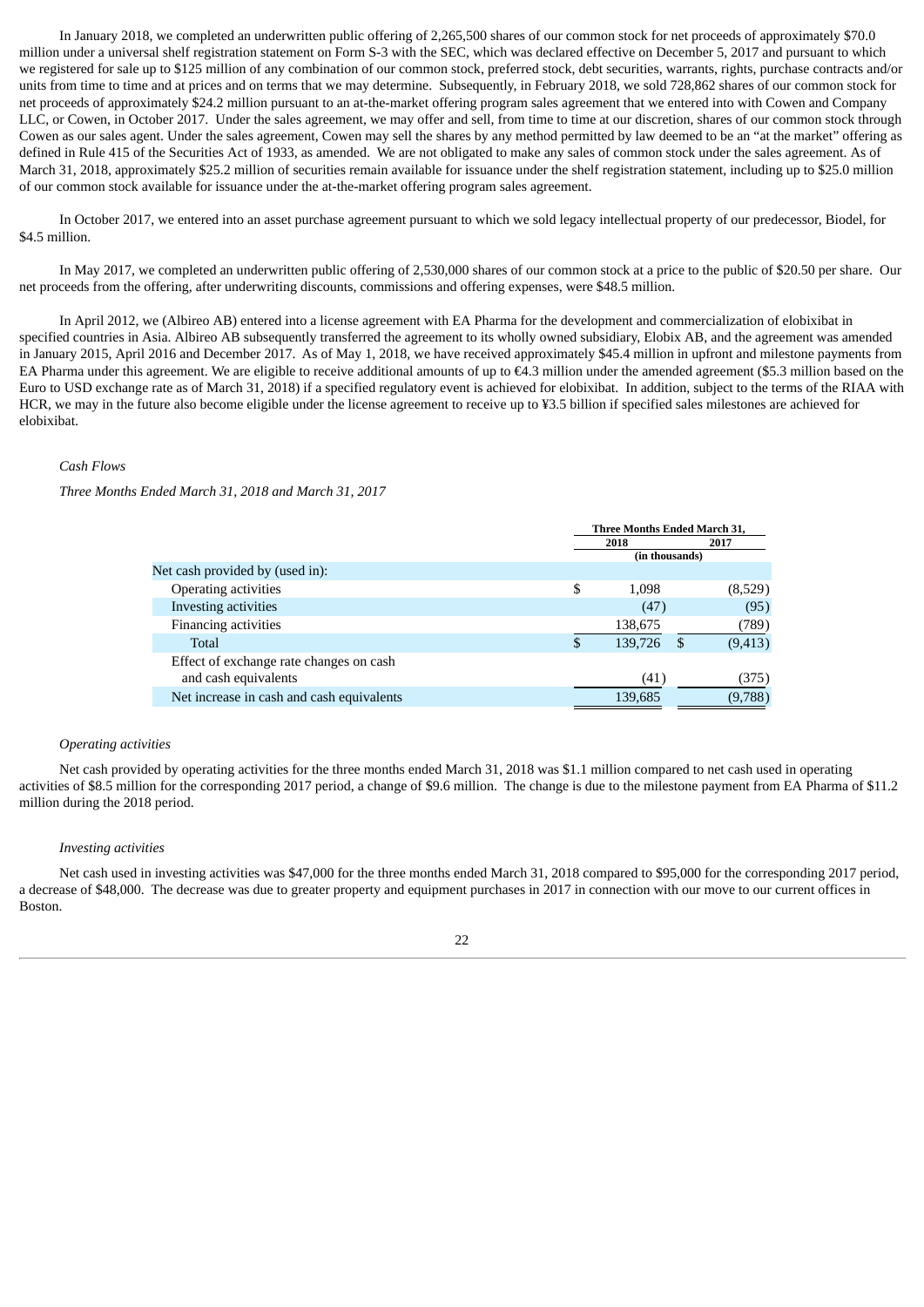In January 2018, we completed an underwritten public offering of 2,265,500 shares of our common stock for net proceeds of approximately $70.0 million under a universal shelf registration statement on Form S-3 with the SEC, which was declared effective on December 5, 2017 and pursuant to which we registered for sale up to $125 million of any combination of our common stock, preferred stock, debt securities, warrants, rights, purchase contracts and/or units from time to time and at prices and on terms that we may determine. Subsequently, in February 2018, we sold 728,862 shares of our common stock for net proceeds of approximately $24.2 million pursuant to an at-the-market offering program sales agreement that we entered into with Cowen and Company LLC, or Cowen, in October 2017. Under the sales agreement, we may offer and sell, from time to time at our discretion, shares of our common stock through Cowen as our sales agent. Under the sales agreement, Cowen may sell the shares by any method permitted by law deemed to be an "at the market" offering as defined in Rule 415 of the Securities Act of 1933, as amended. We are not obligated to make any sales of common stock under the sales agreement. As of March 31, 2018, approximately $25.2 million of securities remain available for issuance under the shelf registration statement, including up to $25.0 million of our common stock available for issuance under the at-the-market offering program sales agreement.

In October 2017, we entered into an asset purchase agreement pursuant to which we sold legacy intellectual property of our predecessor, Biodel, for $4.5 million.

In May 2017, we completed an underwritten public offering of 2,530,000 shares of our common stock at a price to the public of $20.50 per share. Our net proceeds from the offering, after underwriting discounts, commissions and offering expenses, were $48.5 million.

In April 2012, we (Albireo AB) entered into a license agreement with EA Pharma for the development and commercialization of elobixibat in specified countries in Asia. Albireo AB subsequently transferred the agreement to its wholly owned subsidiary, Elobix AB, and the agreement was amended in January 2015, April 2016 and December 2017. As of May 1, 2018, we have received approximately $45.4 million in upfront and milestone payments from EA Pharma under this agreement. We are eligible to receive additional amounts of up to €4.3 million under the amended agreement ($5.3 million based on the Euro to USD exchange rate as of March 31, 2018) if a specified regulatory event is achieved for elobixibat. In addition, subject to the terms of the RIAA with HCR, we may in the future also become eligible under the license agreement to receive up to ¥3.5 billion if specified sales milestones are achieved for elobixibat.

*Cash Flows*

*Three Months Ended March 31, 2018 and March 31, 2017*

| | Three Months Ended March 31, | |
|---|---|---|
| | 2018 | 2017 |
| | (in thousands) | |
| Net cash provided by (used in): | | |
| Operating activities | $ 1,098 | (8,529) |
| Investing activities | (47) | (95) |
| Financing activities | 138,675 | (789) |
| Total | $ 139,726 | $ (9,413) |
| Effect of exchange rate changes on cash and cash equivalents | (41) | (375) |
| Net increase in cash and cash equivalents | 139,685 | (9,788) |

*Operating activities*

Net cash provided by operating activities for the three months ended March 31, 2018 was $1.1 million compared to net cash used in operating activities of $8.5 million for the corresponding 2017 period, a change of $9.6 million. The change is due to the milestone payment from EA Pharma of $11.2 million during the 2018 period.

*Investing activities*

Net cash used in investing activities was $47,000 for the three months ended March 31, 2018 compared to $95,000 for the corresponding 2017 period, a decrease of $48,000. The decrease was due to greater property and equipment purchases in 2017 in connection with our move to our current offices in Boston.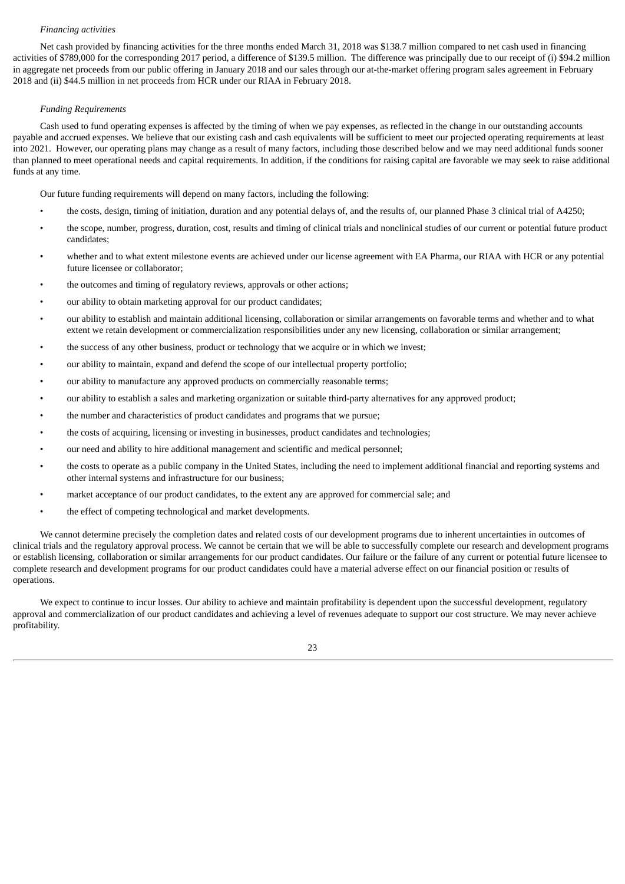*Financing activities*

Net cash provided by financing activities for the three months ended March 31, 2018 was $138.7 million compared to net cash used in financing activities of $789,000 for the corresponding 2017 period, a difference of $139.5 million. The difference was principally due to our receipt of (i) $94.2 million in aggregate net proceeds from our public offering in January 2018 and our sales through our at-the-market offering program sales agreement in February 2018 and (ii) $44.5 million in net proceeds from HCR under our RIAA in February 2018.

*Funding Requirements*

Cash used to fund operating expenses is affected by the timing of when we pay expenses, as reflected in the change in our outstanding accounts payable and accrued expenses. We believe that our existing cash and cash equivalents will be sufficient to meet our projected operating requirements at least into 2021. However, our operating plans may change as a result of many factors, including those described below and we may need additional funds sooner than planned to meet operational needs and capital requirements. In addition, if the conditions for raising capital are favorable we may seek to raise additional funds at any time.

Our future funding requirements will depend on many factors, including the following:

- the costs, design, timing of initiation, duration and any potential delays of, and the results of, our planned Phase 3 clinical trial of A4250;
- the scope, number, progress, duration, cost, results and timing of clinical trials and nonclinical studies of our current or potential future product candidates;
- whether and to what extent milestone events are achieved under our license agreement with EA Pharma, our RIAA with HCR or any potential future licensee or collaborator;
- the outcomes and timing of regulatory reviews, approvals or other actions;
- our ability to obtain marketing approval for our product candidates;
- our ability to establish and maintain additional licensing, collaboration or similar arrangements on favorable terms and whether and to what extent we retain development or commercialization responsibilities under any new licensing, collaboration or similar arrangement;
- the success of any other business, product or technology that we acquire or in which we invest;
- our ability to maintain, expand and defend the scope of our intellectual property portfolio;
- our ability to manufacture any approved products on commercially reasonable terms;
- our ability to establish a sales and marketing organization or suitable third-party alternatives for any approved product;
- the number and characteristics of product candidates and programs that we pursue;
- the costs of acquiring, licensing or investing in businesses, product candidates and technologies;
- our need and ability to hire additional management and scientific and medical personnel;
- the costs to operate as a public company in the United States, including the need to implement additional financial and reporting systems and other internal systems and infrastructure for our business;
- market acceptance of our product candidates, to the extent any are approved for commercial sale; and
- the effect of competing technological and market developments.

We cannot determine precisely the completion dates and related costs of our development programs due to inherent uncertainties in outcomes of clinical trials and the regulatory approval process. We cannot be certain that we will be able to successfully complete our research and development programs or establish licensing, collaboration or similar arrangements for our product candidates. Our failure or the failure of any current or potential future licensee to complete research and development programs for our product candidates could have a material adverse effect on our financial position or results of operations.

We expect to continue to incur losses. Our ability to achieve and maintain profitability is dependent upon the successful development, regulatory approval and commercialization of our product candidates and achieving a level of revenues adequate to support our cost structure. We may never achieve profitability.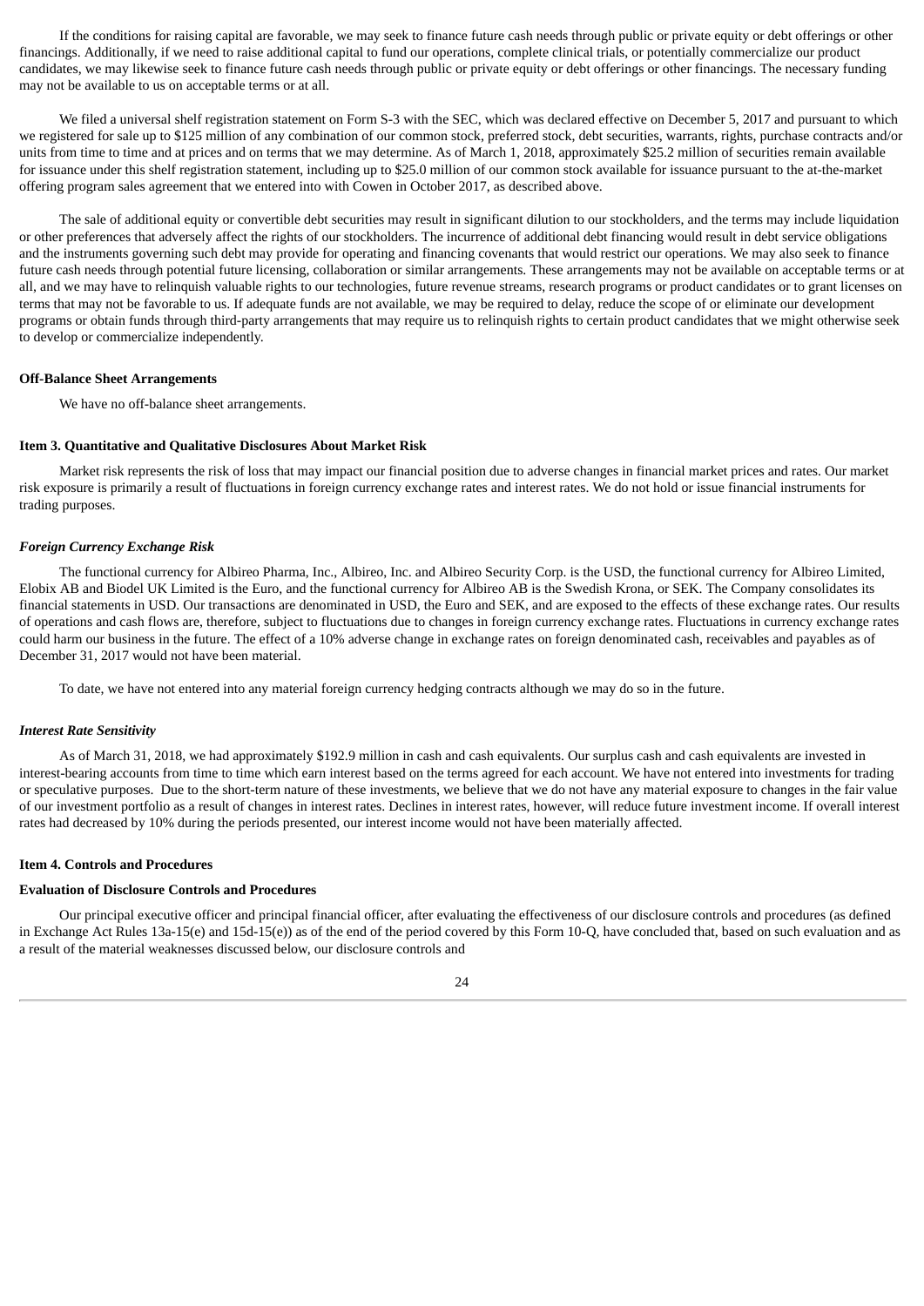If the conditions for raising capital are favorable, we may seek to finance future cash needs through public or private equity or debt offerings or other financings. Additionally, if we need to raise additional capital to fund our operations, complete clinical trials, or potentially commercialize our product candidates, we may likewise seek to finance future cash needs through public or private equity or debt offerings or other financings. The necessary funding may not be available to us on acceptable terms or at all.

We filed a universal shelf registration statement on Form S-3 with the SEC, which was declared effective on December 5, 2017 and pursuant to which we registered for sale up to $125 million of any combination of our common stock, preferred stock, debt securities, warrants, rights, purchase contracts and/or units from time to time and at prices and on terms that we may determine. As of March 1, 2018, approximately $25.2 million of securities remain available for issuance under this shelf registration statement, including up to $25.0 million of our common stock available for issuance pursuant to the at-the-market offering program sales agreement that we entered into with Cowen in October 2017, as described above.

The sale of additional equity or convertible debt securities may result in significant dilution to our stockholders, and the terms may include liquidation or other preferences that adversely affect the rights of our stockholders. The incurrence of additional debt financing would result in debt service obligations and the instruments governing such debt may provide for operating and financing covenants that would restrict our operations. We may also seek to finance future cash needs through potential future licensing, collaboration or similar arrangements. These arrangements may not be available on acceptable terms or at all, and we may have to relinquish valuable rights to our technologies, future revenue streams, research programs or product candidates or to grant licenses on terms that may not be favorable to us. If adequate funds are not available, we may be required to delay, reduce the scope of or eliminate our development programs or obtain funds through third-party arrangements that may require us to relinquish rights to certain product candidates that we might otherwise seek to develop or commercialize independently.

**Off-Balance Sheet Arrangements**

We have no off-balance sheet arrangements.

**Item 3. Quantitative and Qualitative Disclosures About Market Risk**

Market risk represents the risk of loss that may impact our financial position due to adverse changes in financial market prices and rates. Our market risk exposure is primarily a result of fluctuations in foreign currency exchange rates and interest rates. We do not hold or issue financial instruments for trading purposes.

***Foreign Currency Exchange Risk***

The functional currency for Albireo Pharma, Inc., Albireo, Inc. and Albireo Security Corp. is the USD, the functional currency for Albireo Limited, Elobix AB and Biodel UK Limited is the Euro, and the functional currency for Albireo AB is the Swedish Krona, or SEK. The Company consolidates its financial statements in USD. Our transactions are denominated in USD, the Euro and SEK, and are exposed to the effects of these exchange rates. Our results of operations and cash flows are, therefore, subject to fluctuations due to changes in foreign currency exchange rates. Fluctuations in currency exchange rates could harm our business in the future. The effect of a 10% adverse change in exchange rates on foreign denominated cash, receivables and payables as of December 31, 2017 would not have been material.

To date, we have not entered into any material foreign currency hedging contracts although we may do so in the future.

***Interest Rate Sensitivity***

As of March 31, 2018, we had approximately $192.9 million in cash and cash equivalents. Our surplus cash and cash equivalents are invested in interest-bearing accounts from time to time which earn interest based on the terms agreed for each account. We have not entered into investments for trading or speculative purposes. Due to the short-term nature of these investments, we believe that we do not have any material exposure to changes in the fair value of our investment portfolio as a result of changes in interest rates. Declines in interest rates, however, will reduce future investment income. If overall interest rates had decreased by 10% during the periods presented, our interest income would not have been materially affected.

**Item 4. Controls and Procedures**

**Evaluation of Disclosure Controls and Procedures**

Our principal executive officer and principal financial officer, after evaluating the effectiveness of our disclosure controls and procedures (as defined in Exchange Act Rules 13a-15(e) and 15d-15(e)) as of the end of the period covered by this Form 10-Q, have concluded that, based on such evaluation and as a result of the material weaknesses discussed below, our disclosure controls and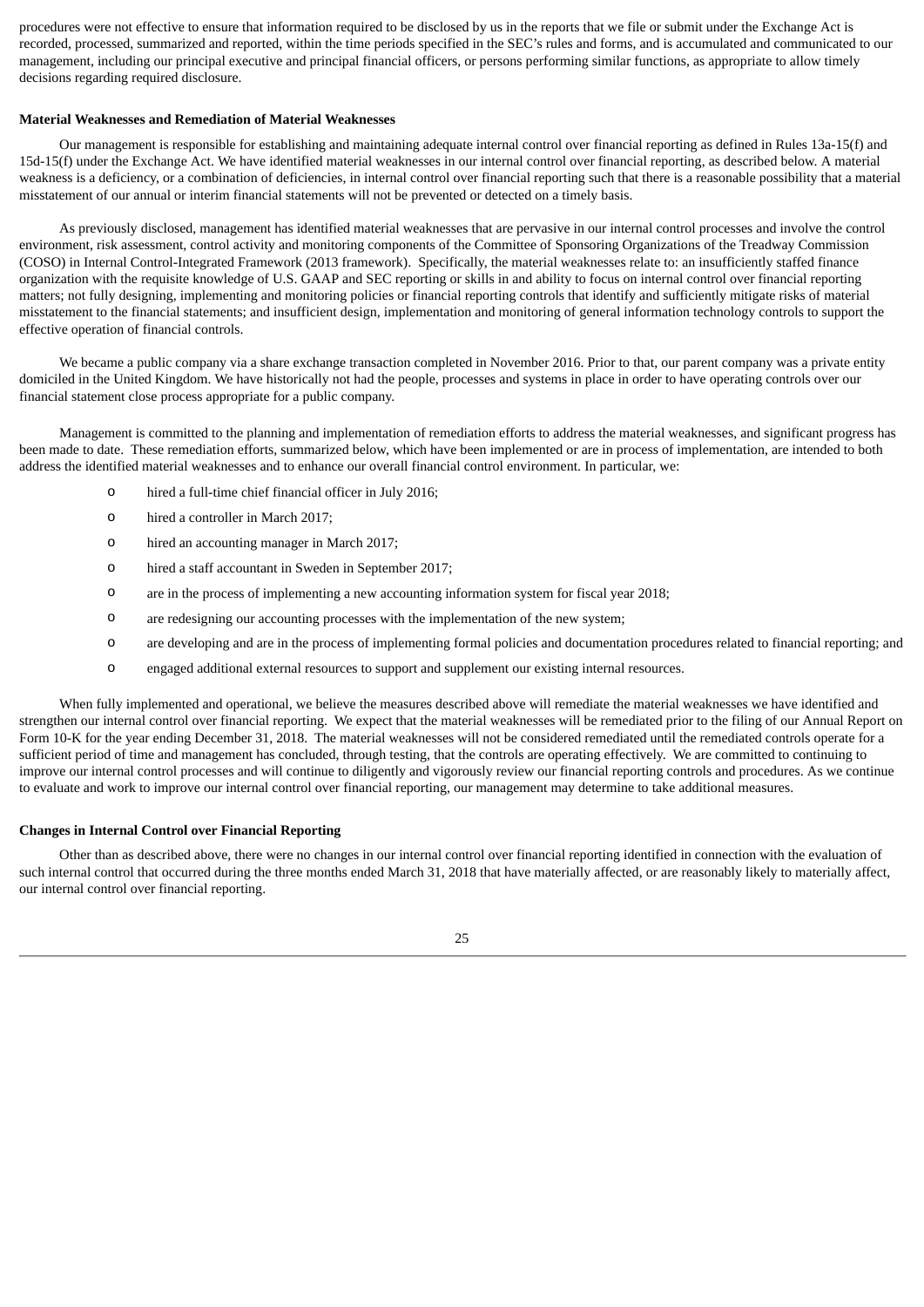procedures were not effective to ensure that information required to be disclosed by us in the reports that we file or submit under the Exchange Act is recorded, processed, summarized and reported, within the time periods specified in the SEC's rules and forms, and is accumulated and communicated to our management, including our principal executive and principal financial officers, or persons performing similar functions, as appropriate to allow timely decisions regarding required disclosure.

**Material Weaknesses and Remediation of Material Weaknesses**

Our management is responsible for establishing and maintaining adequate internal control over financial reporting as defined in Rules 13a-15(f) and 15d-15(f) under the Exchange Act. We have identified material weaknesses in our internal control over financial reporting, as described below. A material weakness is a deficiency, or a combination of deficiencies, in internal control over financial reporting such that there is a reasonable possibility that a material misstatement of our annual or interim financial statements will not be prevented or detected on a timely basis.

As previously disclosed, management has identified material weaknesses that are pervasive in our internal control processes and involve the control environment, risk assessment, control activity and monitoring components of the Committee of Sponsoring Organizations of the Treadway Commission (COSO) in Internal Control-Integrated Framework (2013 framework). Specifically, the material weaknesses relate to: an insufficiently staffed finance organization with the requisite knowledge of U.S. GAAP and SEC reporting or skills in and ability to focus on internal control over financial reporting matters; not fully designing, implementing and monitoring policies or financial reporting controls that identify and sufficiently mitigate risks of material misstatement to the financial statements; and insufficient design, implementation and monitoring of general information technology controls to support the effective operation of financial controls.

We became a public company via a share exchange transaction completed in November 2016. Prior to that, our parent company was a private entity domiciled in the United Kingdom. We have historically not had the people, processes and systems in place in order to have operating controls over our financial statement close process appropriate for a public company.

Management is committed to the planning and implementation of remediation efforts to address the material weaknesses, and significant progress has been made to date. These remediation efforts, summarized below, which have been implemented or are in process of implementation, are intended to both address the identified material weaknesses and to enhance our overall financial control environment. In particular, we:

- hired a full-time chief financial officer in July 2016;
- hired a controller in March 2017;
- hired an accounting manager in March 2017;
- hired a staff accountant in Sweden in September 2017;
- are in the process of implementing a new accounting information system for fiscal year 2018;
- are redesigning our accounting processes with the implementation of the new system;
- are developing and are in the process of implementing formal policies and documentation procedures related to financial reporting; and
- engaged additional external resources to support and supplement our existing internal resources.

When fully implemented and operational, we believe the measures described above will remediate the material weaknesses we have identified and strengthen our internal control over financial reporting. We expect that the material weaknesses will be remediated prior to the filing of our Annual Report on Form 10-K for the year ending December 31, 2018. The material weaknesses will not be considered remediated until the remediated controls operate for a sufficient period of time and management has concluded, through testing, that the controls are operating effectively. We are committed to continuing to improve our internal control processes and will continue to diligently and vigorously review our financial reporting controls and procedures. As we continue to evaluate and work to improve our internal control over financial reporting, our management may determine to take additional measures.

**Changes in Internal Control over Financial Reporting**

Other than as described above, there were no changes in our internal control over financial reporting identified in connection with the evaluation of such internal control that occurred during the three months ended March 31, 2018 that have materially affected, or are reasonably likely to materially affect, our internal control over financial reporting.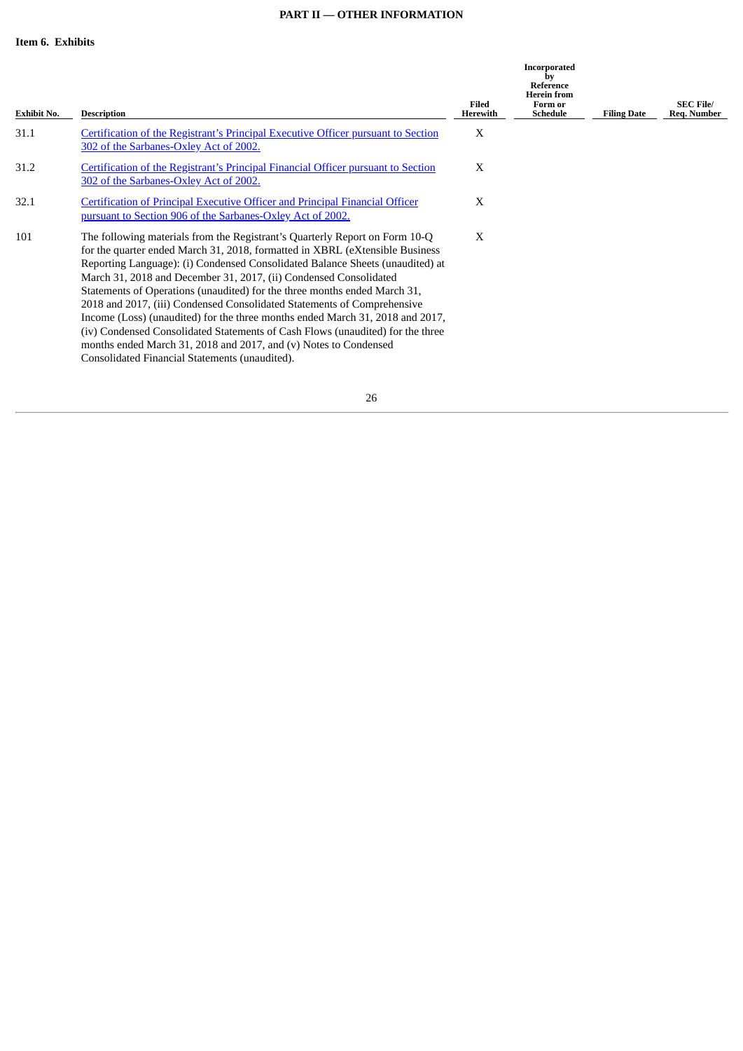## PART II — OTHER INFORMATION

### Item 6. Exhibits

| Exhibit No. | Description | Filed Herewith | Incorporated by Reference Herein from Form or Schedule | Filing Date | SEC File/ Req. Number |
|---|---|---|---|---|---|
| 31.1 | Certification of the Registrant's Principal Executive Officer pursuant to Section 302 of the Sarbanes-Oxley Act of 2002. | X | | | |
| 31.2 | Certification of the Registrant's Principal Financial Officer pursuant to Section 302 of the Sarbanes-Oxley Act of 2002. | X | | | |
| 32.1 | Certification of Principal Executive Officer and Principal Financial Officer pursuant to Section 906 of the Sarbanes-Oxley Act of 2002. | X | | | |
| 101 | The following materials from the Registrant's Quarterly Report on Form 10-Q for the quarter ended March 31, 2018, formatted in XBRL (eXtensible Business Reporting Language): (i) Condensed Consolidated Balance Sheets (unaudited) at March 31, 2018 and December 31, 2017, (ii) Condensed Consolidated Statements of Operations (unaudited) for the three months ended March 31, 2018 and 2017, (iii) Condensed Consolidated Statements of Comprehensive Income (Loss) (unaudited) for the three months ended March 31, 2018 and 2017, (iv) Condensed Consolidated Statements of Cash Flows (unaudited) for the three months ended March 31, 2018 and 2017, and (v) Notes to Condensed Consolidated Financial Statements (unaudited). | X | | | |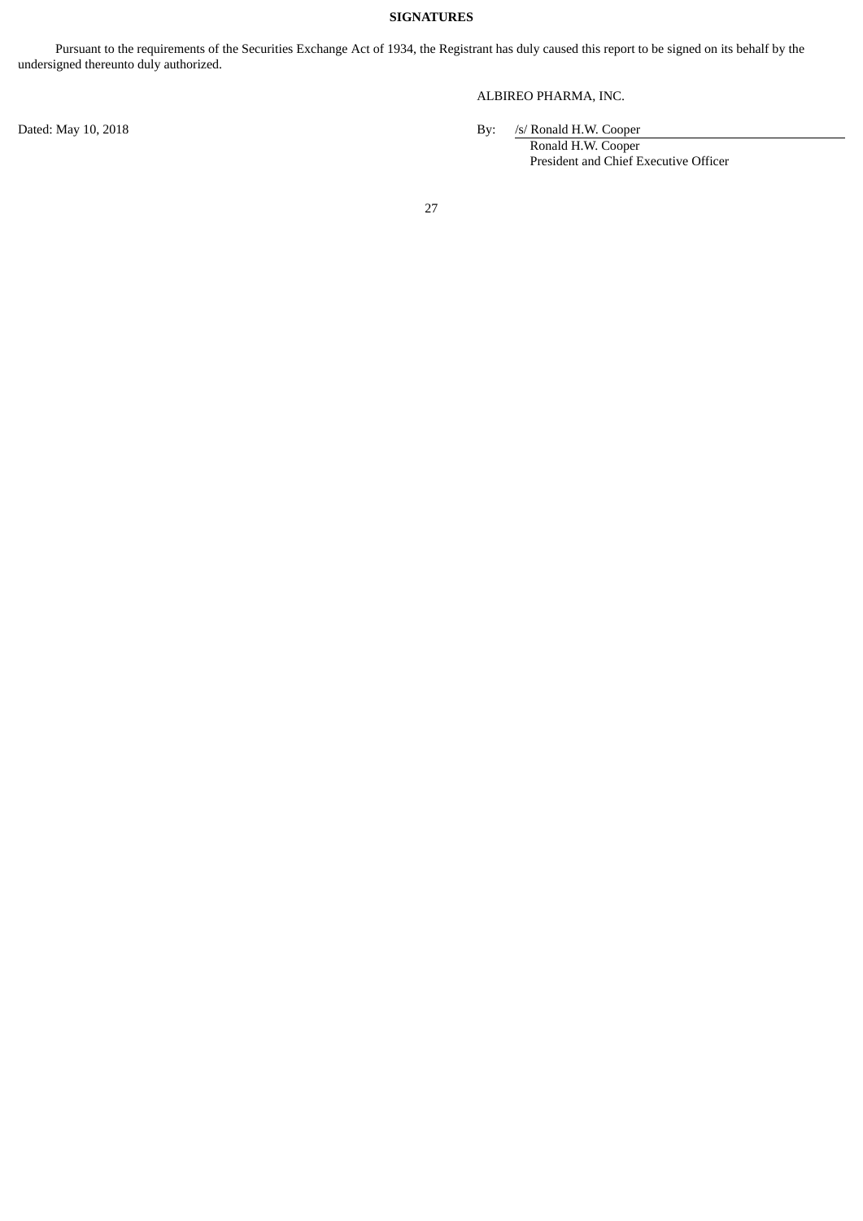**SIGNATURES**

Pursuant to the requirements of the Securities Exchange Act of 1934, the Registrant has duly caused this report to be signed on its behalf by the undersigned thereunto duly authorized.

ALBIREO PHARMA, INC.

Dated: May 10, 2018

By: /s/ Ronald H.W. Cooper
Ronald H.W. Cooper
President and Chief Executive Officer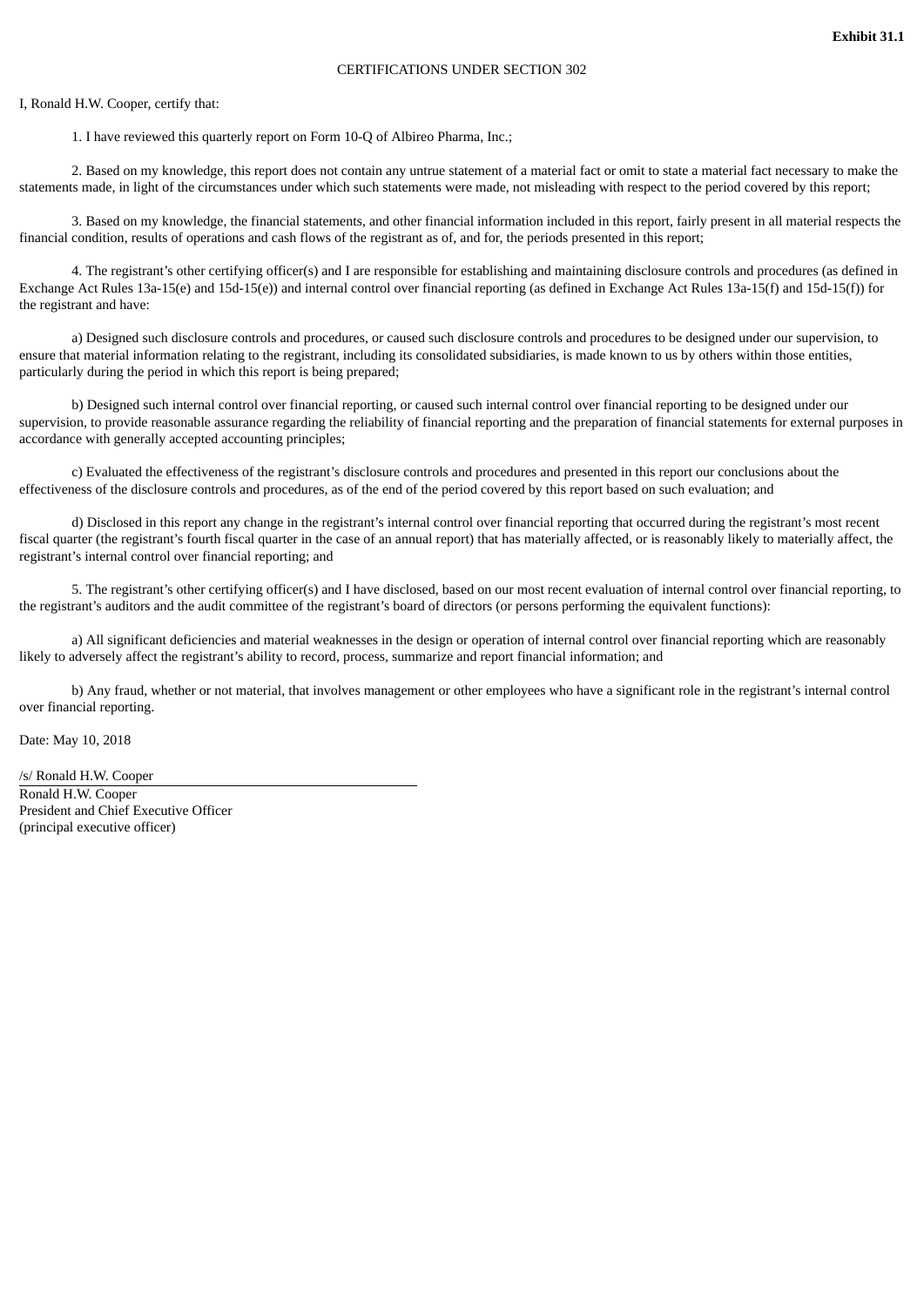**Exhibit 31.1**

CERTIFICATIONS UNDER SECTION 302

I, Ronald H.W. Cooper, certify that:

1. I have reviewed this quarterly report on Form 10-Q of Albireo Pharma, Inc.;

2. Based on my knowledge, this report does not contain any untrue statement of a material fact or omit to state a material fact necessary to make the statements made, in light of the circumstances under which such statements were made, not misleading with respect to the period covered by this report;

3. Based on my knowledge, the financial statements, and other financial information included in this report, fairly present in all material respects the financial condition, results of operations and cash flows of the registrant as of, and for, the periods presented in this report;

4. The registrant's other certifying officer(s) and I are responsible for establishing and maintaining disclosure controls and procedures (as defined in Exchange Act Rules 13a-15(e) and 15d-15(e)) and internal control over financial reporting (as defined in Exchange Act Rules 13a-15(f) and 15d-15(f)) for the registrant and have:

a) Designed such disclosure controls and procedures, or caused such disclosure controls and procedures to be designed under our supervision, to ensure that material information relating to the registrant, including its consolidated subsidiaries, is made known to us by others within those entities, particularly during the period in which this report is being prepared;

b) Designed such internal control over financial reporting, or caused such internal control over financial reporting to be designed under our supervision, to provide reasonable assurance regarding the reliability of financial reporting and the preparation of financial statements for external purposes in accordance with generally accepted accounting principles;

c) Evaluated the effectiveness of the registrant's disclosure controls and procedures and presented in this report our conclusions about the effectiveness of the disclosure controls and procedures, as of the end of the period covered by this report based on such evaluation; and

d) Disclosed in this report any change in the registrant's internal control over financial reporting that occurred during the registrant's most recent fiscal quarter (the registrant's fourth fiscal quarter in the case of an annual report) that has materially affected, or is reasonably likely to materially affect, the registrant's internal control over financial reporting; and

5. The registrant's other certifying officer(s) and I have disclosed, based on our most recent evaluation of internal control over financial reporting, to the registrant's auditors and the audit committee of the registrant's board of directors (or persons performing the equivalent functions):

a) All significant deficiencies and material weaknesses in the design or operation of internal control over financial reporting which are reasonably likely to adversely affect the registrant's ability to record, process, summarize and report financial information; and

b) Any fraud, whether or not material, that involves management or other employees who have a significant role in the registrant's internal control over financial reporting.

Date: May 10, 2018

/s/ Ronald H.W. Cooper

Ronald H.W. Cooper
President and Chief Executive Officer
(principal executive officer)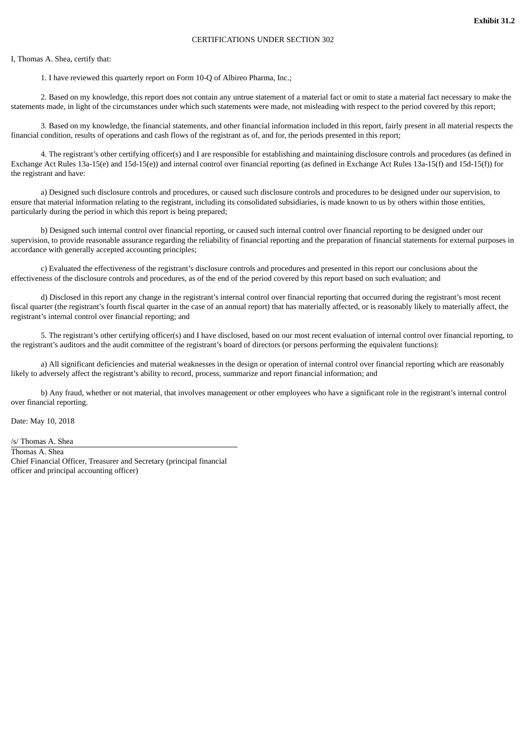**Exhibit 31.2**

CERTIFICATIONS UNDER SECTION 302

I, Thomas A. Shea, certify that:

1. I have reviewed this quarterly report on Form 10-Q of Albireo Pharma, Inc.;

2. Based on my knowledge, this report does not contain any untrue statement of a material fact or omit to state a material fact necessary to make the statements made, in light of the circumstances under which such statements were made, not misleading with respect to the period covered by this report;

3. Based on my knowledge, the financial statements, and other financial information included in this report, fairly present in all material respects the financial condition, results of operations and cash flows of the registrant as of, and for, the periods presented in this report;

4. The registrant's other certifying officer(s) and I are responsible for establishing and maintaining disclosure controls and procedures (as defined in Exchange Act Rules 13a-15(e) and 15d-15(e)) and internal control over financial reporting (as defined in Exchange Act Rules 13a-15(f) and 15d-15(f)) for the registrant and have:

a) Designed such disclosure controls and procedures, or caused such disclosure controls and procedures to be designed under our supervision, to ensure that material information relating to the registrant, including its consolidated subsidiaries, is made known to us by others within those entities, particularly during the period in which this report is being prepared;

b) Designed such internal control over financial reporting, or caused such internal control over financial reporting to be designed under our supervision, to provide reasonable assurance regarding the reliability of financial reporting and the preparation of financial statements for external purposes in accordance with generally accepted accounting principles;

c) Evaluated the effectiveness of the registrant's disclosure controls and procedures and presented in this report our conclusions about the effectiveness of the disclosure controls and procedures, as of the end of the period covered by this report based on such evaluation; and

d) Disclosed in this report any change in the registrant's internal control over financial reporting that occurred during the registrant's most recent fiscal quarter (the registrant's fourth fiscal quarter in the case of an annual report) that has materially affected, or is reasonably likely to materially affect, the registrant's internal control over financial reporting; and

5. The registrant's other certifying officer(s) and I have disclosed, based on our most recent evaluation of internal control over financial reporting, to the registrant's auditors and the audit committee of the registrant's board of directors (or persons performing the equivalent functions):

a) All significant deficiencies and material weaknesses in the design or operation of internal control over financial reporting which are reasonably likely to adversely affect the registrant's ability to record, process, summarize and report financial information; and

b) Any fraud, whether or not material, that involves management or other employees who have a significant role in the registrant's internal control over financial reporting.

Date: May 10, 2018

/s/ Thomas A. Shea

Thomas A. Shea
Chief Financial Officer, Treasurer and Secretary (principal financial officer and principal accounting officer)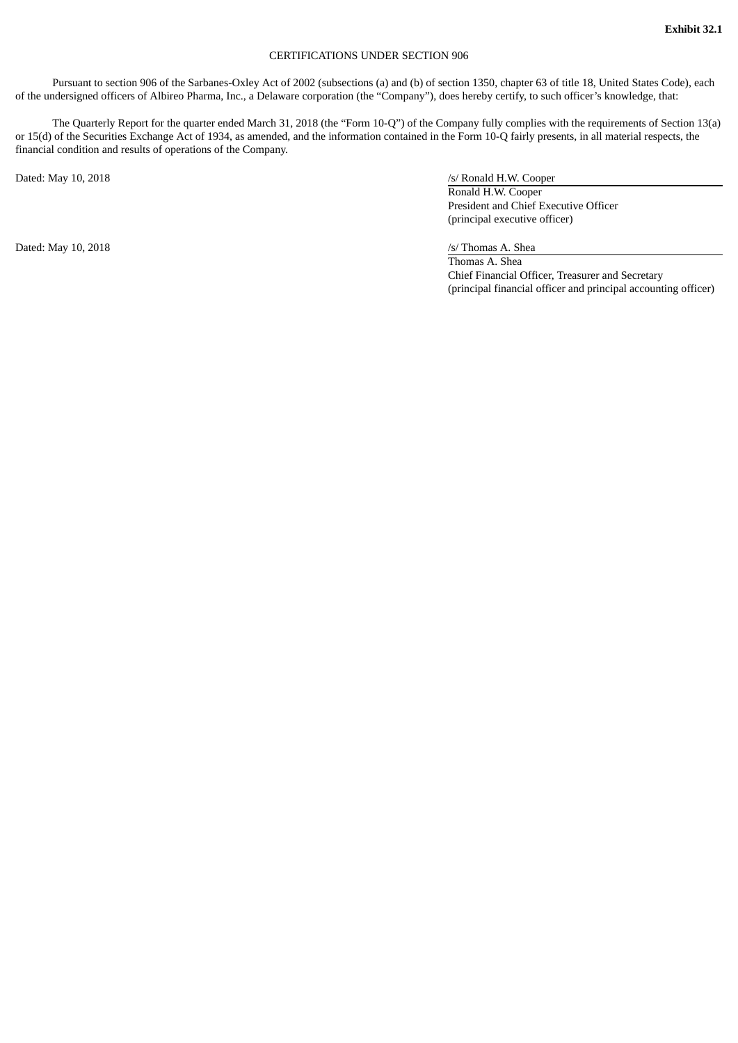**Exhibit 32.1**

CERTIFICATIONS UNDER SECTION 906

Pursuant to section 906 of the Sarbanes-Oxley Act of 2002 (subsections (a) and (b) of section 1350, chapter 63 of title 18, United States Code), each of the undersigned officers of Albireo Pharma, Inc., a Delaware corporation (the "Company"), does hereby certify, to such officer's knowledge, that:

The Quarterly Report for the quarter ended March 31, 2018 (the "Form 10-Q") of the Company fully complies with the requirements of Section 13(a) or 15(d) of the Securities Exchange Act of 1934, as amended, and the information contained in the Form 10-Q fairly presents, in all material respects, the financial condition and results of operations of the Company.

Dated: May 10, 2018

/s/ Ronald H.W. Cooper
Ronald H.W. Cooper
President and Chief Executive Officer
(principal executive officer)

Dated: May 10, 2018

/s/ Thomas A. Shea
Thomas A. Shea
Chief Financial Officer, Treasurer and Secretary
(principal financial officer and principal accounting officer)